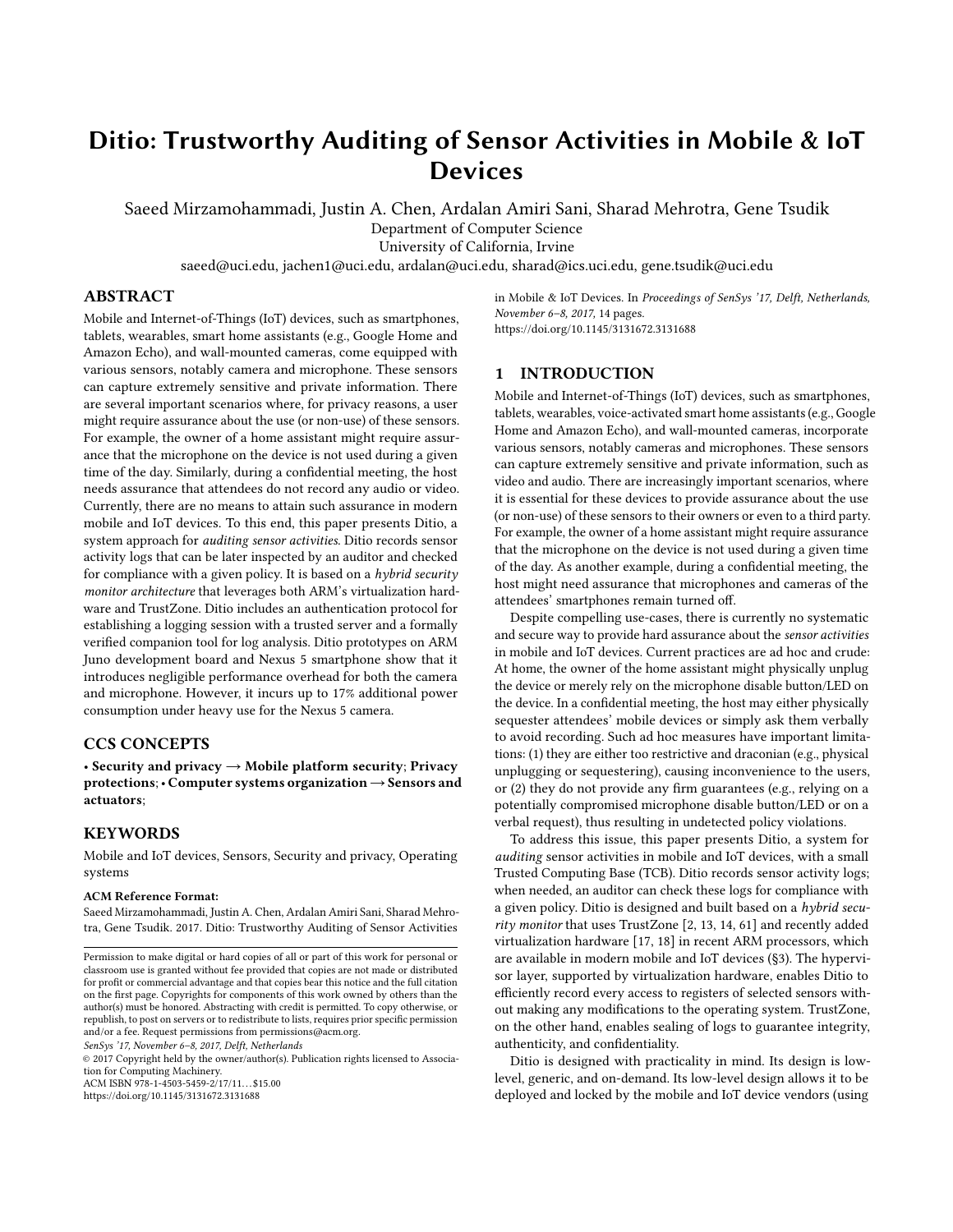# Ditio: Trustworthy Auditing of Sensor Activities in Mobile & IoT Devices

Saeed Mirzamohammadi, Justin A. Chen, Ardalan Amiri Sani, Sharad Mehrotra, Gene Tsudik

Department of Computer Science
University of California, Irvine

saeed@uci.edu, jachen1@uci.edu, ardalan@uci.edu, sharad@ics.uci.edu, gene.tsudik@uci.edu

## ABSTRACT

Mobile and Internet-of-Things (IoT) devices, such as smartphones, tablets, wearables, smart home assistants (e.g., Google Home and Amazon Echo), and wall-mounted cameras, come equipped with various sensors, notably camera and microphone. These sensors can capture extremely sensitive and private information. There are several important scenarios where, for privacy reasons, a user might require assurance about the use (or non-use) of these sensors. For example, the owner of a home assistant might require assurance that the microphone on the device is not used during a given time of the day. Similarly, during a confidential meeting, the host needs assurance that attendees do not record any audio or video. Currently, there are no means to attain such assurance in modern mobile and IoT devices. To this end, this paper presents Ditio, a system approach for *auditing sensor activities*. Ditio records sensor activity logs that can be later inspected by an auditor and checked for compliance with a given policy. It is based on a *hybrid security monitor architecture* that leverages both ARM's virtualization hardware and TrustZone. Ditio includes an authentication protocol for establishing a logging session with a trusted server and a formally verified companion tool for log analysis. Ditio prototypes on ARM Juno development board and Nexus 5 smartphone show that it introduces negligible performance overhead for both the camera and microphone. However, it incurs up to 17% additional power consumption under heavy use for the Nexus 5 camera.

## CCS CONCEPTS

• **Security and privacy** → **Mobile platform security**; **Privacy protections**; • **Computer systems organization** → **Sensors and actuators**;

## KEYWORDS

Mobile and IoT devices, Sensors, Security and privacy, Operating systems

**ACM Reference Format:**

Saeed Mirzamohammadi, Justin A. Chen, Ardalan Amiri Sani, Sharad Mehrotra, Gene Tsudik. 2017. Ditio: Trustworthy Auditing of Sensor Activities in Mobile & IoT Devices. In *Proceedings of SenSys '17, Delft, Netherlands, November 6–8, 2017,* 14 pages.
https://doi.org/10.1145/3131672.3131688

Permission to make digital or hard copies of all or part of this work for personal or classroom use is granted without fee provided that copies are not made or distributed for profit or commercial advantage and that copies bear this notice and the full citation on the first page. Copyrights for components of this work owned by others than the author(s) must be honored. Abstracting with credit is permitted. To copy otherwise, or republish, to post on servers or to redistribute to lists, requires prior specific permission and/or a fee. Request permissions from permissions@acm.org.

*SenSys '17, November 6–8, 2017, Delft, Netherlands*

© 2017 Copyright held by the owner/author(s). Publication rights licensed to Association for Computing Machinery.
ACM ISBN 978-1-4503-5459-2/17/11...$15.00
https://doi.org/10.1145/3131672.3131688

## 1 INTRODUCTION

Mobile and Internet-of-Things (IoT) devices, such as smartphones, tablets, wearables, voice-activated smart home assistants (e.g., Google Home and Amazon Echo), and wall-mounted cameras, incorporate various sensors, notably cameras and microphones. These sensors can capture extremely sensitive and private information, such as video and audio. There are increasingly important scenarios, where it is essential for these devices to provide assurance about the use (or non-use) of these sensors to their owners or even to a third party. For example, the owner of a home assistant might require assurance that the microphone on the device is not used during a given time of the day. As another example, during a confidential meeting, the host might need assurance that microphones and cameras of the attendees' smartphones remain turned off.

Despite compelling use-cases, there is currently no systematic and secure way to provide hard assurance about the *sensor activities* in mobile and IoT devices. Current practices are ad hoc and crude: At home, the owner of the home assistant might physically unplug the device or merely rely on the microphone disable button/LED on the device. In a confidential meeting, the host may either physically sequester attendees' mobile devices or simply ask them verbally to avoid recording. Such ad hoc measures have important limitations: (1) they are either too restrictive and draconian (e.g., physical unplugging or sequestering), causing inconvenience to the users, or (2) they do not provide any firm guarantees (e.g., relying on a potentially compromised microphone disable button/LED or on a verbal request), thus resulting in undetected policy violations.

To address this issue, this paper presents Ditio, a system for *auditing* sensor activities in mobile and IoT devices, with a small Trusted Computing Base (TCB). Ditio records sensor activity logs; when needed, an auditor can check these logs for compliance with a given policy. Ditio is designed and built based on a *hybrid security monitor* that uses TrustZone [2, 13, 14, 61] and recently added virtualization hardware [17, 18] in recent ARM processors, which are available in modern mobile and IoT devices (§3). The hypervisor layer, supported by virtualization hardware, enables Ditio to efficiently record every access to registers of selected sensors without making any modifications to the operating system. TrustZone, on the other hand, enables sealing of logs to guarantee integrity, authenticity, and confidentiality.

Ditio is designed with practicality in mind. Its design is low-level, generic, and on-demand. Its low-level design allows it to be deployed and locked by the mobile and IoT device vendors (using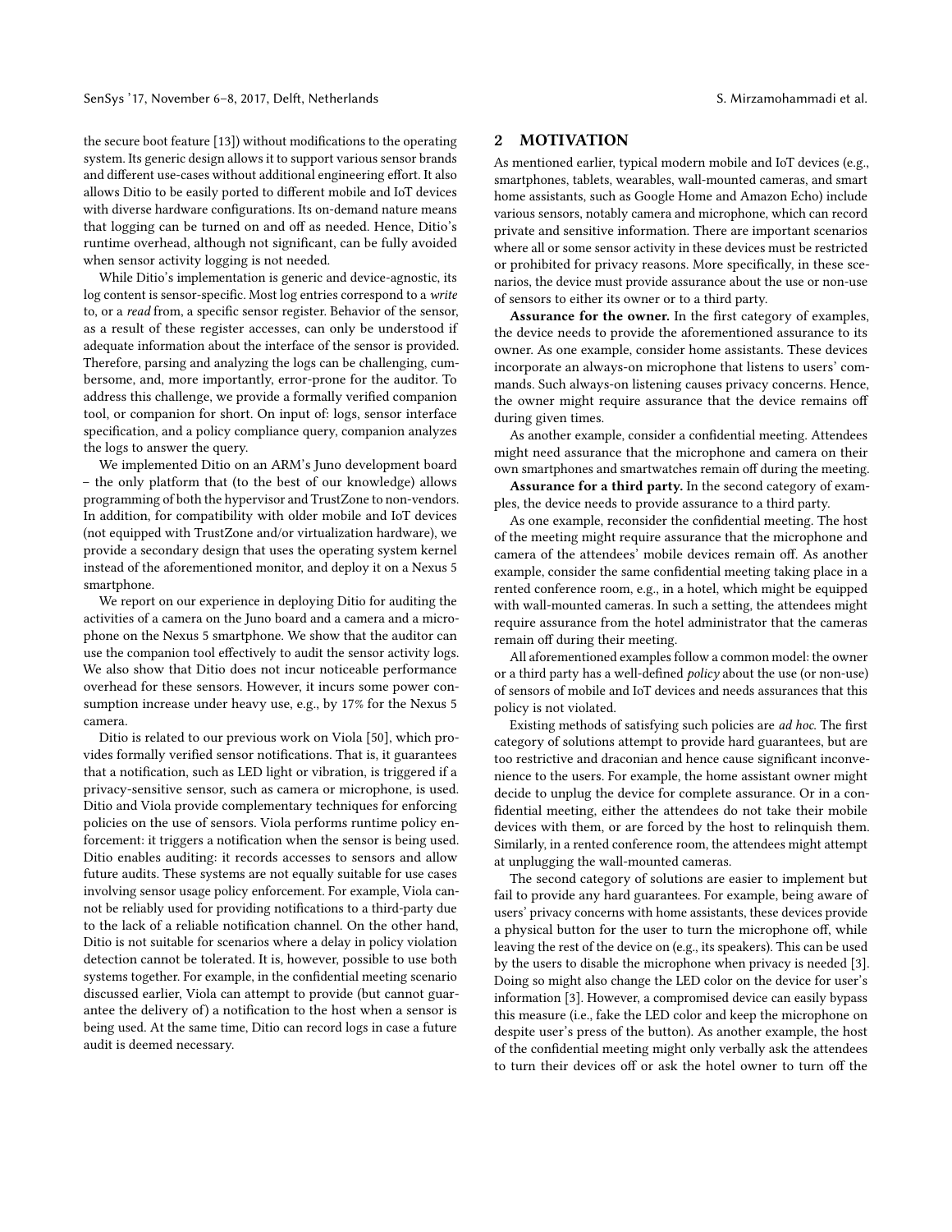the secure boot feature [13]) without modifications to the operating system. Its generic design allows it to support various sensor brands and different use-cases without additional engineering effort. It also allows Ditio to be easily ported to different mobile and IoT devices with diverse hardware configurations. Its on-demand nature means that logging can be turned on and off as needed. Hence, Ditio's runtime overhead, although not significant, can be fully avoided when sensor activity logging is not needed.

While Ditio's implementation is generic and device-agnostic, its log content is sensor-specific. Most log entries correspond to a *write* to, or a *read* from, a specific sensor register. Behavior of the sensor, as a result of these register accesses, can only be understood if adequate information about the interface of the sensor is provided. Therefore, parsing and analyzing the logs can be challenging, cumbersome, and, more importantly, error-prone for the auditor. To address this challenge, we provide a formally verified companion tool, or companion for short. On input of: logs, sensor interface specification, and a policy compliance query, companion analyzes the logs to answer the query.

We implemented Ditio on an ARM's Juno development board – the only platform that (to the best of our knowledge) allows programming of both the hypervisor and TrustZone to non-vendors. In addition, for compatibility with older mobile and IoT devices (not equipped with TrustZone and/or virtualization hardware), we provide a secondary design that uses the operating system kernel instead of the aforementioned monitor, and deploy it on a Nexus 5 smartphone.

We report on our experience in deploying Ditio for auditing the activities of a camera on the Juno board and a camera and a microphone on the Nexus 5 smartphone. We show that the auditor can use the companion tool effectively to audit the sensor activity logs. We also show that Ditio does not incur noticeable performance overhead for these sensors. However, it incurs some power consumption increase under heavy use, e.g., by 17% for the Nexus 5 camera.

Ditio is related to our previous work on Viola [50], which provides formally verified sensor notifications. That is, it guarantees that a notification, such as LED light or vibration, is triggered if a privacy-sensitive sensor, such as camera or microphone, is used. Ditio and Viola provide complementary techniques for enforcing policies on the use of sensors. Viola performs runtime policy enforcement: it triggers a notification when the sensor is being used. Ditio enables auditing: it records accesses to sensors and allow future audits. These systems are not equally suitable for use cases involving sensor usage policy enforcement. For example, Viola cannot be reliably used for providing notifications to a third-party due to the lack of a reliable notification channel. On the other hand, Ditio is not suitable for scenarios where a delay in policy violation detection cannot be tolerated. It is, however, possible to use both systems together. For example, in the confidential meeting scenario discussed earlier, Viola can attempt to provide (but cannot guarantee the delivery of) a notification to the host when a sensor is being used. At the same time, Ditio can record logs in case a future audit is deemed necessary.

## 2 MOTIVATION

As mentioned earlier, typical modern mobile and IoT devices (e.g., smartphones, tablets, wearables, wall-mounted cameras, and smart home assistants, such as Google Home and Amazon Echo) include various sensors, notably camera and microphone, which can record private and sensitive information. There are important scenarios where all or some sensor activity in these devices must be restricted or prohibited for privacy reasons. More specifically, in these scenarios, the device must provide assurance about the use or non-use of sensors to either its owner or to a third party.

**Assurance for the owner.** In the first category of examples, the device needs to provide the aforementioned assurance to its owner. As one example, consider home assistants. These devices incorporate an always-on microphone that listens to users' commands. Such always-on listening causes privacy concerns. Hence, the owner might require assurance that the device remains off during given times.

As another example, consider a confidential meeting. Attendees might need assurance that the microphone and camera on their own smartphones and smartwatches remain off during the meeting.

**Assurance for a third party.** In the second category of examples, the device needs to provide assurance to a third party.

As one example, reconsider the confidential meeting. The host of the meeting might require assurance that the microphone and camera of the attendees' mobile devices remain off. As another example, consider the same confidential meeting taking place in a rented conference room, e.g., in a hotel, which might be equipped with wall-mounted cameras. In such a setting, the attendees might require assurance from the hotel administrator that the cameras remain off during their meeting.

All aforementioned examples follow a common model: the owner or a third party has a well-defined *policy* about the use (or non-use) of sensors of mobile and IoT devices and needs assurances that this policy is not violated.

Existing methods of satisfying such policies are *ad hoc*. The first category of solutions attempt to provide hard guarantees, but are too restrictive and draconian and hence cause significant inconvenience to the users. For example, the home assistant owner might decide to unplug the device for complete assurance. Or in a confidential meeting, either the attendees do not take their mobile devices with them, or are forced by the host to relinquish them. Similarly, in a rented conference room, the attendees might attempt at unplugging the wall-mounted cameras.

The second category of solutions are easier to implement but fail to provide any hard guarantees. For example, being aware of users' privacy concerns with home assistants, these devices provide a physical button for the user to turn the microphone off, while leaving the rest of the device on (e.g., its speakers). This can be used by the users to disable the microphone when privacy is needed [3]. Doing so might also change the LED color on the device for user's information [3]. However, a compromised device can easily bypass this measure (i.e., fake the LED color and keep the microphone on despite user's press of the button). As another example, the host of the confidential meeting might only verbally ask the attendees to turn their devices off or ask the hotel owner to turn off the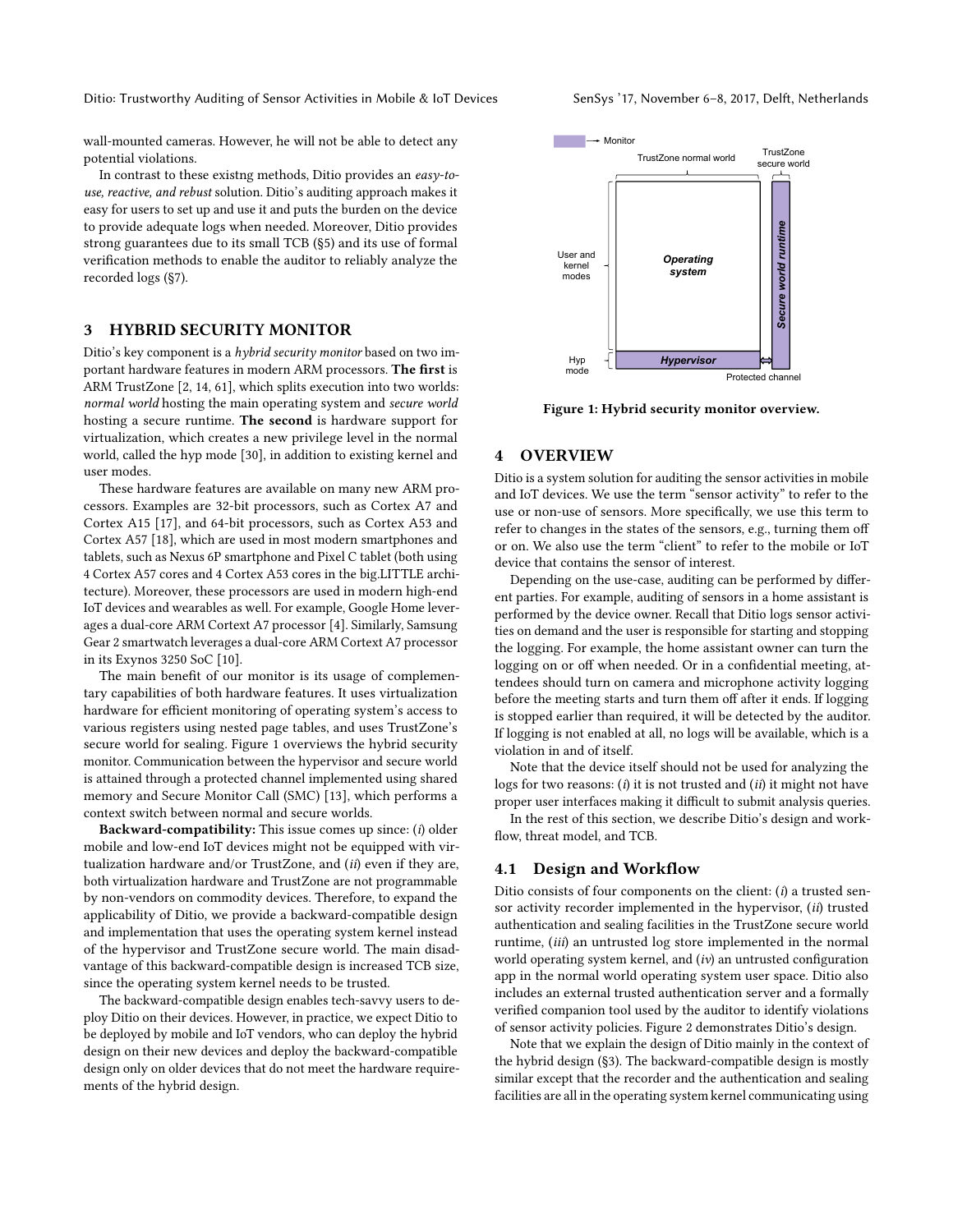wall-mounted cameras. However, he will not be able to detect any potential violations.

In contrast to these existng methods, Ditio provides an *easy-to-use, reactive, and rebust* solution. Ditio's auditing approach makes it easy for users to set up and use it and puts the burden on the device to provide adequate logs when needed. Moreover, Ditio provides strong guarantees due to its small TCB (§5) and its use of formal verification methods to enable the auditor to reliably analyze the recorded logs (§7).

## 3 HYBRID SECURITY MONITOR

Ditio's key component is a *hybrid security monitor* based on two important hardware features in modern ARM processors. **The first** is ARM TrustZone [2, 14, 61], which splits execution into two worlds: *normal world* hosting the main operating system and *secure world* hosting a secure runtime. **The second** is hardware support for virtualization, which creates a new privilege level in the normal world, called the hyp mode [30], in addition to existing kernel and user modes.

These hardware features are available on many new ARM processors. Examples are 32-bit processors, such as Cortex A7 and Cortex A15 [17], and 64-bit processors, such as Cortex A53 and Cortex A57 [18], which are used in most modern smartphones and tablets, such as Nexus 6P smartphone and Pixel C tablet (both using 4 Cortex A57 cores and 4 Cortex A53 cores in the big.LITTLE architecture). Moreover, these processors are used in modern high-end IoT devices and wearables as well. For example, Google Home leverages a dual-core ARM Cortext A7 processor [4]. Similarly, Samsung Gear 2 smartwatch leverages a dual-core ARM Cortext A7 processor in its Exynos 3250 SoC [10].

The main benefit of our monitor is its usage of complementary capabilities of both hardware features. It uses virtualization hardware for efficient monitoring of operating system's access to various registers using nested page tables, and uses TrustZone's secure world for sealing. Figure 1 overviews the hybrid security monitor. Communication between the hypervisor and secure world is attained through a protected channel implemented using shared memory and Secure Monitor Call (SMC) [13], which performs a context switch between normal and secure worlds.

**Backward-compatibility:** This issue comes up since: (*i*) older mobile and low-end IoT devices might not be equipped with virtualization hardware and/or TrustZone, and (*ii*) even if they are, both virtualization hardware and TrustZone are not programmable by non-vendors on commodity devices. Therefore, to expand the applicability of Ditio, we provide a backward-compatible design and implementation that uses the operating system kernel instead of the hypervisor and TrustZone secure world. The main disadvantage of this backward-compatible design is increased TCB size, since the operating system kernel needs to be trusted.

The backward-compatible design enables tech-savvy users to deploy Ditio on their devices. However, in practice, we expect Ditio to be deployed by mobile and IoT vendors, who can deploy the hybrid design on their new devices and deploy the backward-compatible design only on older devices that do not meet the hardware requirements of the hybrid design.

Figure 1: Hybrid security monitor overview.

## 4 OVERVIEW

Ditio is a system solution for auditing the sensor activities in mobile and IoT devices. We use the term "sensor activity" to refer to the use or non-use of sensors. More specifically, we use this term to refer to changes in the states of the sensors, e.g., turning them off or on. We also use the term "client" to refer to the mobile or IoT device that contains the sensor of interest.

Depending on the use-case, auditing can be performed by different parties. For example, auditing of sensors in a home assistant is performed by the device owner. Recall that Ditio logs sensor activities on demand and the user is responsible for starting and stopping the logging. For example, the home assistant owner can turn the logging on or off when needed. Or in a confidential meeting, attendees should turn on camera and microphone activity logging before the meeting starts and turn them off after it ends. If logging is stopped earlier than required, it will be detected by the auditor. If logging is not enabled at all, no logs will be available, which is a violation in and of itself.

Note that the device itself should not be used for analyzing the logs for two reasons: (*i*) it is not trusted and (*ii*) it might not have proper user interfaces making it difficult to submit analysis queries.

In the rest of this section, we describe Ditio's design and workflow, threat model, and TCB.

### 4.1 Design and Workflow

Ditio consists of four components on the client: (*i*) a trusted sensor activity recorder implemented in the hypervisor, (*ii*) trusted authentication and sealing facilities in the TrustZone secure world runtime, (*iii*) an untrusted log store implemented in the normal world operating system kernel, and (*iv*) an untrusted configuration app in the normal world operating system user space. Ditio also includes an external trusted authentication server and a formally verified companion tool used by the auditor to identify violations of sensor activity policies. Figure 2 demonstrates Ditio's design.

Note that we explain the design of Ditio mainly in the context of the hybrid design (§3). The backward-compatible design is mostly similar except that the recorder and the authentication and sealing facilities are all in the operating system kernel communicating using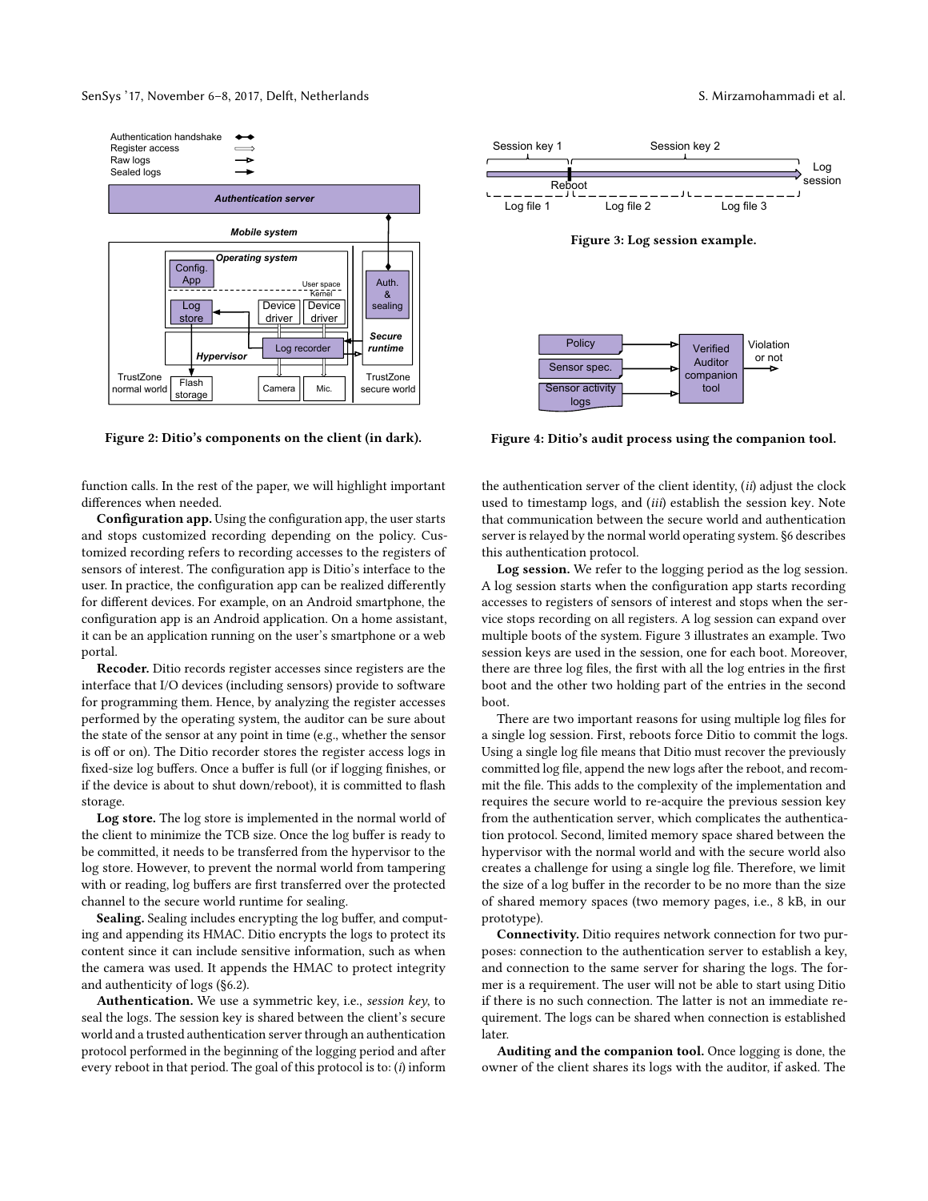Figure 2: Ditio's components on the client (in dark).

Figure 3: Log session example.

Figure 4: Ditio's audit process using the companion tool.

function calls. In the rest of the paper, we will highlight important differences when needed.

**Configuration app.** Using the configuration app, the user starts and stops customized recording depending on the policy. Customized recording refers to recording accesses to the registers of sensors of interest. The configuration app is Ditio's interface to the user. In practice, the configuration app can be realized differently for different devices. For example, on an Android smartphone, the configuration app is an Android application. On a home assistant, it can be an application running on the user's smartphone or a web portal.

**Recoder.** Ditio records register accesses since registers are the interface that I/O devices (including sensors) provide to software for programming them. Hence, by analyzing the register accesses performed by the operating system, the auditor can be sure about the state of the sensor at any point in time (e.g., whether the sensor is off or on). The Ditio recorder stores the register access logs in fixed-size log buffers. Once a buffer is full (or if logging finishes, or if the device is about to shut down/reboot), it is committed to flash storage.

**Log store.** The log store is implemented in the normal world of the client to minimize the TCB size. Once the log buffer is ready to be committed, it needs to be transferred from the hypervisor to the log store. However, to prevent the normal world from tampering with or reading, log buffers are first transferred over the protected channel to the secure world runtime for sealing.

**Sealing.** Sealing includes encrypting the log buffer, and computing and appending its HMAC. Ditio encrypts the logs to protect its content since it can include sensitive information, such as when the camera was used. It appends the HMAC to protect integrity and authenticity of logs (§6.2).

**Authentication.** We use a symmetric key, i.e., *session key*, to seal the logs. The session key is shared between the client's secure world and a trusted authentication server through an authentication protocol performed in the beginning of the logging period and after every reboot in that period. The goal of this protocol is to: (*i*) inform the authentication server of the client identity, (*ii*) adjust the clock used to timestamp logs, and (*iii*) establish the session key. Note that communication between the secure world and authentication server is relayed by the normal world operating system. §6 describes this authentication protocol.

**Log session.** We refer to the logging period as the log session. A log session starts when the configuration app starts recording accesses to registers of sensors of interest and stops when the service stops recording on all registers. A log session can expand over multiple boots of the system. Figure 3 illustrates an example. Two session keys are used in the session, one for each boot. Moreover, there are three log files, the first with all the log entries in the first boot and the other two holding part of the entries in the second boot.

There are two important reasons for using multiple log files for a single log session. First, reboots force Ditio to commit the logs. Using a single log file means that Ditio must recover the previously committed log file, append the new logs after the reboot, and recommit the file. This adds to the complexity of the implementation and requires the secure world to re-acquire the previous session key from the authentication server, which complicates the authentication protocol. Second, limited memory space shared between the hypervisor with the normal world and with the secure world also creates a challenge for using a single log file. Therefore, we limit the size of a log buffer in the recorder to be no more than the size of shared memory spaces (two memory pages, i.e., 8 kB, in our prototype).

**Connectivity.** Ditio requires network connection for two purposes: connection to the authentication server to establish a key, and connection to the same server for sharing the logs. The former is a requirement. The user will not be able to start using Ditio if there is no such connection. The latter is not an immediate requirement. The logs can be shared when connection is established later.

**Auditing and the companion tool.** Once logging is done, the owner of the client shares its logs with the auditor, if asked. The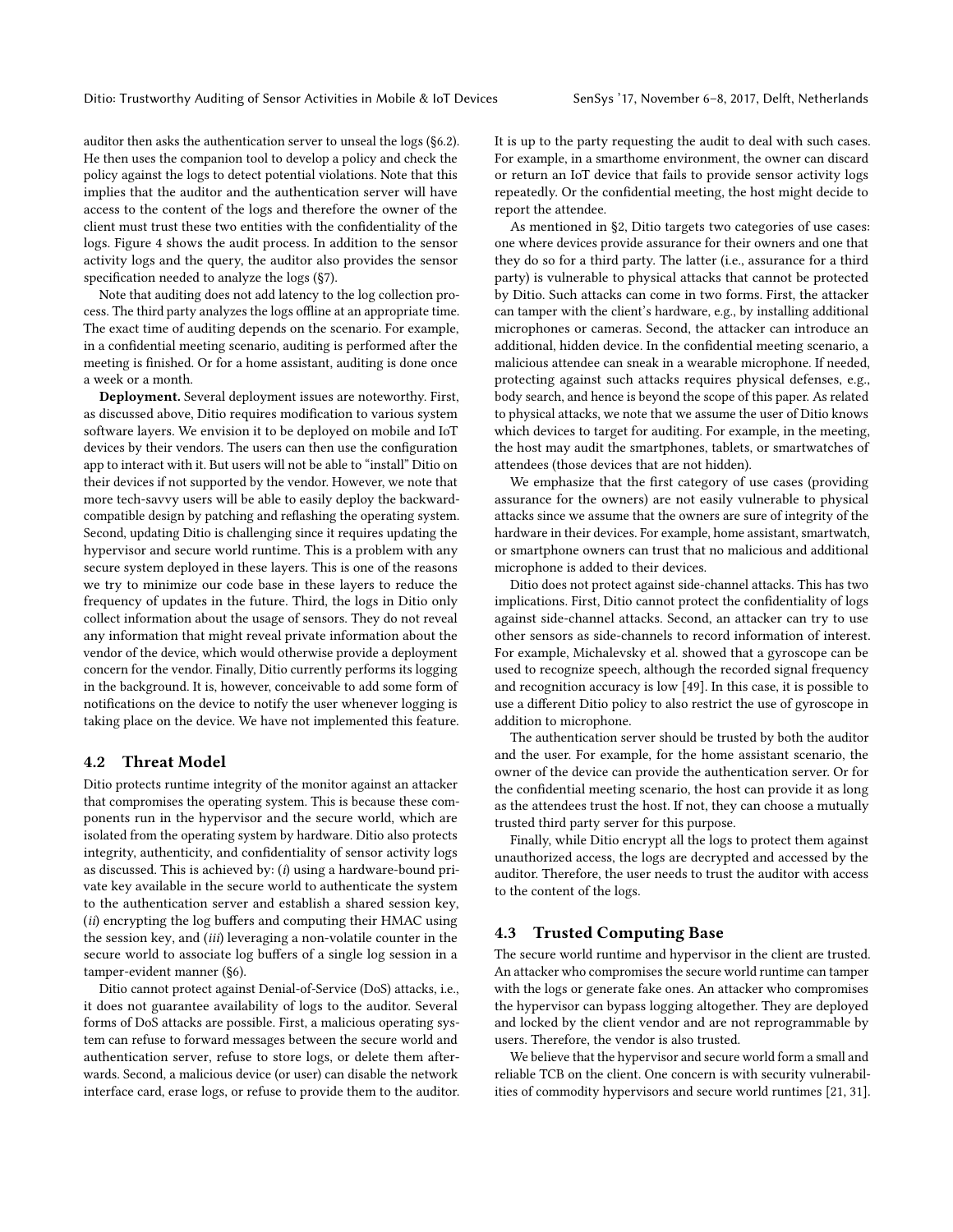auditor then asks the authentication server to unseal the logs (§6.2). He then uses the companion tool to develop a policy and check the policy against the logs to detect potential violations. Note that this implies that the auditor and the authentication server will have access to the content of the logs and therefore the owner of the client must trust these two entities with the confidentiality of the logs. Figure 4 shows the audit process. In addition to the sensor activity logs and the query, the auditor also provides the sensor specification needed to analyze the logs (§7).

Note that auditing does not add latency to the log collection process. The third party analyzes the logs offline at an appropriate time. The exact time of auditing depends on the scenario. For example, in a confidential meeting scenario, auditing is performed after the meeting is finished. Or for a home assistant, auditing is done once a week or a month.

**Deployment.** Several deployment issues are noteworthy. First, as discussed above, Ditio requires modification to various system software layers. We envision it to be deployed on mobile and IoT devices by their vendors. The users can then use the configuration app to interact with it. But users will not be able to "install" Ditio on their devices if not supported by the vendor. However, we note that more tech-savvy users will be able to easily deploy the backward-compatible design by patching and reflashing the operating system. Second, updating Ditio is challenging since it requires updating the hypervisor and secure world runtime. This is a problem with any secure system deployed in these layers. This is one of the reasons we try to minimize our code base in these layers to reduce the frequency of updates in the future. Third, the logs in Ditio only collect information about the usage of sensors. They do not reveal any information that might reveal private information about the vendor of the device, which would otherwise provide a deployment concern for the vendor. Finally, Ditio currently performs its logging in the background. It is, however, conceivable to add some form of notifications on the device to notify the user whenever logging is taking place on the device. We have not implemented this feature.

## 4.2 Threat Model

Ditio protects runtime integrity of the monitor against an attacker that compromises the operating system. This is because these components run in the hypervisor and the secure world, which are isolated from the operating system by hardware. Ditio also protects integrity, authenticity, and confidentiality of sensor activity logs as discussed. This is achieved by: (*i*) using a hardware-bound private key available in the secure world to authenticate the system to the authentication server and establish a shared session key, (*ii*) encrypting the log buffers and computing their HMAC using the session key, and (*iii*) leveraging a non-volatile counter in the secure world to associate log buffers of a single log session in a tamper-evident manner (§6).

Ditio cannot protect against Denial-of-Service (DoS) attacks, i.e., it does not guarantee availability of logs to the auditor. Several forms of DoS attacks are possible. First, a malicious operating system can refuse to forward messages between the secure world and authentication server, refuse to store logs, or delete them afterwards. Second, a malicious device (or user) can disable the network interface card, erase logs, or refuse to provide them to the auditor. It is up to the party requesting the audit to deal with such cases. For example, in a smarthome environment, the owner can discard or return an IoT device that fails to provide sensor activity logs repeatedly. Or the confidential meeting, the host might decide to report the attendee.

As mentioned in §2, Ditio targets two categories of use cases: one where devices provide assurance for their owners and one that they do so for a third party. The latter (i.e., assurance for a third party) is vulnerable to physical attacks that cannot be protected by Ditio. Such attacks can come in two forms. First, the attacker can tamper with the client's hardware, e.g., by installing additional microphones or cameras. Second, the attacker can introduce an additional, hidden device. In the confidential meeting scenario, a malicious attendee can sneak in a wearable microphone. If needed, protecting against such attacks requires physical defenses, e.g., body search, and hence is beyond the scope of this paper. As related to physical attacks, we note that we assume the user of Ditio knows which devices to target for auditing. For example, in the meeting, the host may audit the smartphones, tablets, or smartwatches of attendees (those devices that are not hidden).

We emphasize that the first category of use cases (providing assurance for the owners) are not easily vulnerable to physical attacks since we assume that the owners are sure of integrity of the hardware in their devices. For example, home assistant, smartwatch, or smartphone owners can trust that no malicious and additional microphone is added to their devices.

Ditio does not protect against side-channel attacks. This has two implications. First, Ditio cannot protect the confidentiality of logs against side-channel attacks. Second, an attacker can try to use other sensors as side-channels to record information of interest. For example, Michalevsky et al. showed that a gyroscope can be used to recognize speech, although the recorded signal frequency and recognition accuracy is low [49]. In this case, it is possible to use a different Ditio policy to also restrict the use of gyroscope in addition to microphone.

The authentication server should be trusted by both the auditor and the user. For example, for the home assistant scenario, the owner of the device can provide the authentication server. Or for the confidential meeting scenario, the host can provide it as long as the attendees trust the host. If not, they can choose a mutually trusted third party server for this purpose.

Finally, while Ditio encrypt all the logs to protect them against unauthorized access, the logs are decrypted and accessed by the auditor. Therefore, the user needs to trust the auditor with access to the content of the logs.

## 4.3 Trusted Computing Base

The secure world runtime and hypervisor in the client are trusted. An attacker who compromises the secure world runtime can tamper with the logs or generate fake ones. An attacker who compromises the hypervisor can bypass logging altogether. They are deployed and locked by the client vendor and are not reprogrammable by users. Therefore, the vendor is also trusted.

We believe that the hypervisor and secure world form a small and reliable TCB on the client. One concern is with security vulnerabilities of commodity hypervisors and secure world runtimes [21, 31].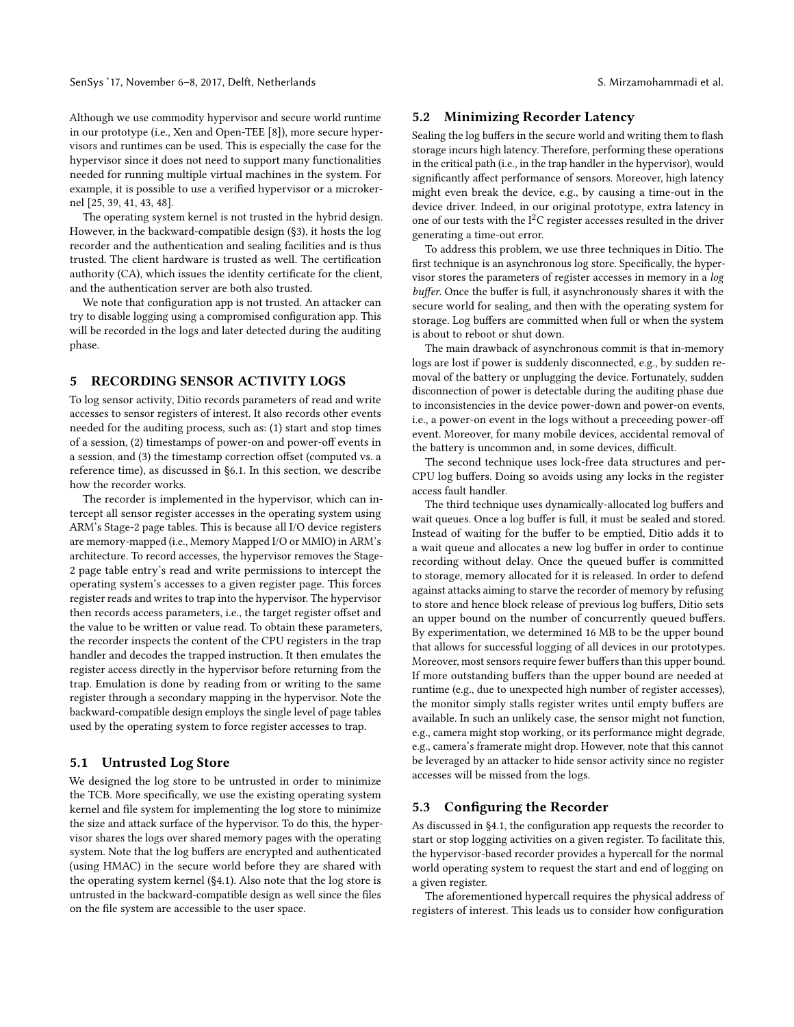Although we use commodity hypervisor and secure world runtime in our prototype (i.e., Xen and Open-TEE [8]), more secure hypervisors and runtimes can be used. This is especially the case for the hypervisor since it does not need to support many functionalities needed for running multiple virtual machines in the system. For example, it is possible to use a verified hypervisor or a microkernel [25, 39, 41, 43, 48].

The operating system kernel is not trusted in the hybrid design. However, in the backward-compatible design (§3), it hosts the log recorder and the authentication and sealing facilities and is thus trusted. The client hardware is trusted as well. The certification authority (CA), which issues the identity certificate for the client, and the authentication server are both also trusted.

We note that configuration app is not trusted. An attacker can try to disable logging using a compromised configuration app. This will be recorded in the logs and later detected during the auditing phase.

## 5 RECORDING SENSOR ACTIVITY LOGS

To log sensor activity, Ditio records parameters of read and write accesses to sensor registers of interest. It also records other events needed for the auditing process, such as: (1) start and stop times of a session, (2) timestamps of power-on and power-off events in a session, and (3) the timestamp correction offset (computed vs. a reference time), as discussed in §6.1. In this section, we describe how the recorder works.

The recorder is implemented in the hypervisor, which can intercept all sensor register accesses in the operating system using ARM's Stage-2 page tables. This is because all I/O device registers are memory-mapped (i.e., Memory Mapped I/O or MMIO) in ARM's architecture. To record accesses, the hypervisor removes the Stage-2 page table entry's read and write permissions to intercept the operating system's accesses to a given register page. This forces register reads and writes to trap into the hypervisor. The hypervisor then records access parameters, i.e., the target register offset and the value to be written or value read. To obtain these parameters, the recorder inspects the content of the CPU registers in the trap handler and decodes the trapped instruction. It then emulates the register access directly in the hypervisor before returning from the trap. Emulation is done by reading from or writing to the same register through a secondary mapping in the hypervisor. Note the backward-compatible design employs the single level of page tables used by the operating system to force register accesses to trap.

### 5.1 Untrusted Log Store

We designed the log store to be untrusted in order to minimize the TCB. More specifically, we use the existing operating system kernel and file system for implementing the log store to minimize the size and attack surface of the hypervisor. To do this, the hypervisor shares the logs over shared memory pages with the operating system. Note that the log buffers are encrypted and authenticated (using HMAC) in the secure world before they are shared with the operating system kernel (§4.1). Also note that the log store is untrusted in the backward-compatible design as well since the files on the file system are accessible to the user space.

### 5.2 Minimizing Recorder Latency

Sealing the log buffers in the secure world and writing them to flash storage incurs high latency. Therefore, performing these operations in the critical path (i.e., in the trap handler in the hypervisor), would significantly affect performance of sensors. Moreover, high latency might even break the device, e.g., by causing a time-out in the device driver. Indeed, in our original prototype, extra latency in one of our tests with the $I^2C$ register accesses resulted in the driver generating a time-out error.

To address this problem, we use three techniques in Ditio. The first technique is an asynchronous log store. Specifically, the hypervisor stores the parameters of register accesses in memory in a *log buffer*. Once the buffer is full, it asynchronously shares it with the secure world for sealing, and then with the operating system for storage. Log buffers are committed when full or when the system is about to reboot or shut down.

The main drawback of asynchronous commit is that in-memory logs are lost if power is suddenly disconnected, e.g., by sudden removal of the battery or unplugging the device. Fortunately, sudden disconnection of power is detectable during the auditing phase due to inconsistencies in the device power-down and power-on events, i.e., a power-on event in the logs without a preceeding power-off event. Moreover, for many mobile devices, accidental removal of the battery is uncommon and, in some devices, difficult.

The second technique uses lock-free data structures and per-CPU log buffers. Doing so avoids using any locks in the register access fault handler.

The third technique uses dynamically-allocated log buffers and wait queues. Once a log buffer is full, it must be sealed and stored. Instead of waiting for the buffer to be emptied, Ditio adds it to a wait queue and allocates a new log buffer in order to continue recording without delay. Once the queued buffer is committed to storage, memory allocated for it is released. In order to defend against attacks aiming to starve the recorder of memory by refusing to store and hence block release of previous log buffers, Ditio sets an upper bound on the number of concurrently queued buffers. By experimentation, we determined 16 MB to be the upper bound that allows for successful logging of all devices in our prototypes. Moreover, most sensors require fewer buffers than this upper bound. If more outstanding buffers than the upper bound are needed at runtime (e.g., due to unexpected high number of register accesses), the monitor simply stalls register writes until empty buffers are available. In such an unlikely case, the sensor might not function, e.g., camera might stop working, or its performance might degrade, e.g., camera's framerate might drop. However, note that this cannot be leveraged by an attacker to hide sensor activity since no register accesses will be missed from the logs.

### 5.3 Configuring the Recorder

As discussed in §4.1, the configuration app requests the recorder to start or stop logging activities on a given register. To facilitate this, the hypervisor-based recorder provides a hypercall for the normal world operating system to request the start and end of logging on a given register.

The aforementioned hypercall requires the physical address of registers of interest. This leads us to consider how configuration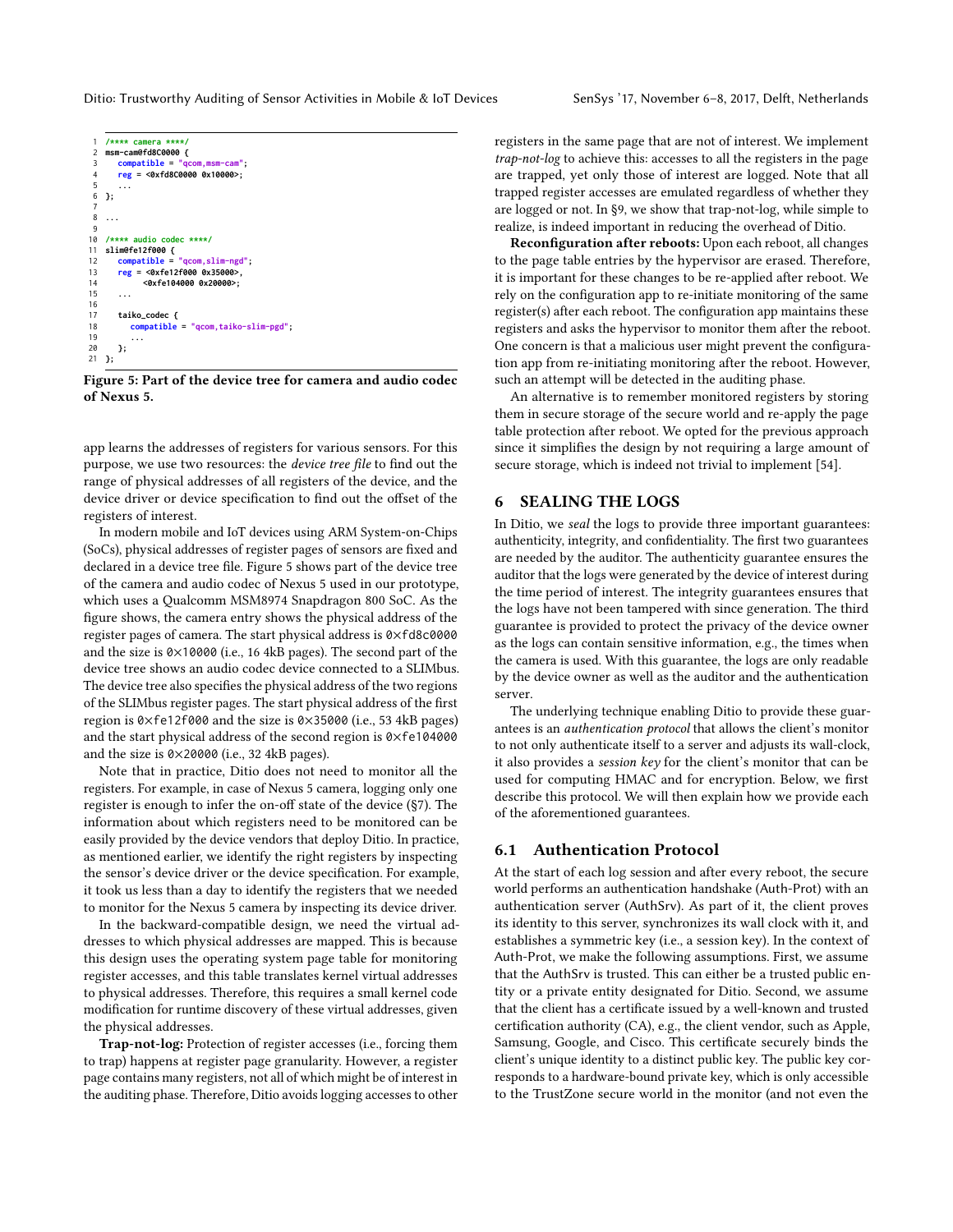```
1  /**** camera ****/
2  msm-cam@fd8C0000 {
3     compatible = "qcom,msm-cam";
4     reg = <0xfd8C0000 0x10000>;
5     ...
6  };
7
8  ...
9
10 /**** audio codec ****/
11 slim@fe12f000 {
12    compatible = "qcom,slim-ngd";
13    reg = <0xfe12f000 0x35000>,
14          <0xfe104000 0x20000>;
15    ...
16
17    taiko_codec {
18       compatible = "qcom,taiko-slim-pgd";
19       ...
20    };
21 };
```

**Figure 5: Part of the device tree for camera and audio codec of Nexus 5.**

app learns the addresses of registers for various sensors. For this purpose, we use two resources: the *device tree file* to find out the range of physical addresses of all registers of the device, and the device driver or device specification to find out the offset of the registers of interest.

In modern mobile and IoT devices using ARM System-on-Chips (SoCs), physical addresses of register pages of sensors are fixed and declared in a device tree file. Figure 5 shows part of the device tree of the camera and audio codec of Nexus 5 used in our prototype, which uses a Qualcomm MSM8974 Snapdragon 800 SoC. As the figure shows, the camera entry shows the physical address of the register pages of camera. The start physical address is 0×fd8c0000 and the size is 0×10000 (i.e., 16 4kB pages). The second part of the device tree shows an audio codec device connected to a SLIMbus. The device tree also specifies the physical address of the two regions of the SLIMbus register pages. The start physical address of the first region is 0×fe12f000 and the size is 0×35000 (i.e., 53 4kB pages) and the start physical address of the second region is 0×fe104000 and the size is 0×20000 (i.e., 32 4kB pages).

Note that in practice, Ditio does not need to monitor all the registers. For example, in case of Nexus 5 camera, logging only one register is enough to infer the on-off state of the device (§7). The information about which registers need to be monitored can be easily provided by the device vendors that deploy Ditio. In practice, as mentioned earlier, we identify the right registers by inspecting the sensor's device driver or the device specification. For example, it took us less than a day to identify the registers that we needed to monitor for the Nexus 5 camera by inspecting its device driver.

In the backward-compatible design, we need the virtual addresses to which physical addresses are mapped. This is because this design uses the operating system page table for monitoring register accesses, and this table translates kernel virtual addresses to physical addresses. Therefore, this requires a small kernel code modification for runtime discovery of these virtual addresses, given the physical addresses.

**Trap-not-log:** Protection of register accesses (i.e., forcing them to trap) happens at register page granularity. However, a register page contains many registers, not all of which might be of interest in the auditing phase. Therefore, Ditio avoids logging accesses to other registers in the same page that are not of interest. We implement *trap-not-log* to achieve this: accesses to all the registers in the page are trapped, yet only those of interest are logged. Note that all trapped register accesses are emulated regardless of whether they are logged or not. In §9, we show that trap-not-log, while simple to realize, is indeed important in reducing the overhead of Ditio.

**Reconfiguration after reboots:** Upon each reboot, all changes to the page table entries by the hypervisor are erased. Therefore, it is important for these changes to be re-applied after reboot. We rely on the configuration app to re-initiate monitoring of the same register(s) after each reboot. The configuration app maintains these registers and asks the hypervisor to monitor them after the reboot. One concern is that a malicious user might prevent the configuration app from re-initiating monitoring after the reboot. However, such an attempt will be detected in the auditing phase.

An alternative is to remember monitored registers by storing them in secure storage of the secure world and re-apply the page table protection after reboot. We opted for the previous approach since it simplifies the design by not requiring a large amount of secure storage, which is indeed not trivial to implement [54].

## 6 SEALING THE LOGS

In Ditio, we *seal* the logs to provide three important guarantees: authenticity, integrity, and confidentiality. The first two guarantees are needed by the auditor. The authenticity guarantee ensures the auditor that the logs were generated by the device of interest during the time period of interest. The integrity guarantees ensures that the logs have not been tampered with since generation. The third guarantee is provided to protect the privacy of the device owner as the logs can contain sensitive information, e.g., the times when the camera is used. With this guarantee, the logs are only readable by the device owner as well as the auditor and the authentication server.

The underlying technique enabling Ditio to provide these guarantees is an *authentication protocol* that allows the client's monitor to not only authenticate itself to a server and adjusts its wall-clock, it also provides a *session key* for the client's monitor that can be used for computing HMAC and for encryption. Below, we first describe this protocol. We will then explain how we provide each of the aforementioned guarantees.

### 6.1 Authentication Protocol

At the start of each log session and after every reboot, the secure world performs an authentication handshake (Auth-Prot) with an authentication server (AuthSrv). As part of it, the client proves its identity to this server, synchronizes its wall clock with it, and establishes a symmetric key (i.e., a session key). In the context of Auth-Prot, we make the following assumptions. First, we assume that the AuthSrv is trusted. This can either be a trusted public entity or a private entity designated for Ditio. Second, we assume that the client has a certificate issued by a well-known and trusted certification authority (CA), e.g., the client vendor, such as Apple, Samsung, Google, and Cisco. This certificate securely binds the client's unique identity to a distinct public key. The public key corresponds to a hardware-bound private key, which is only accessible to the TrustZone secure world in the monitor (and not even the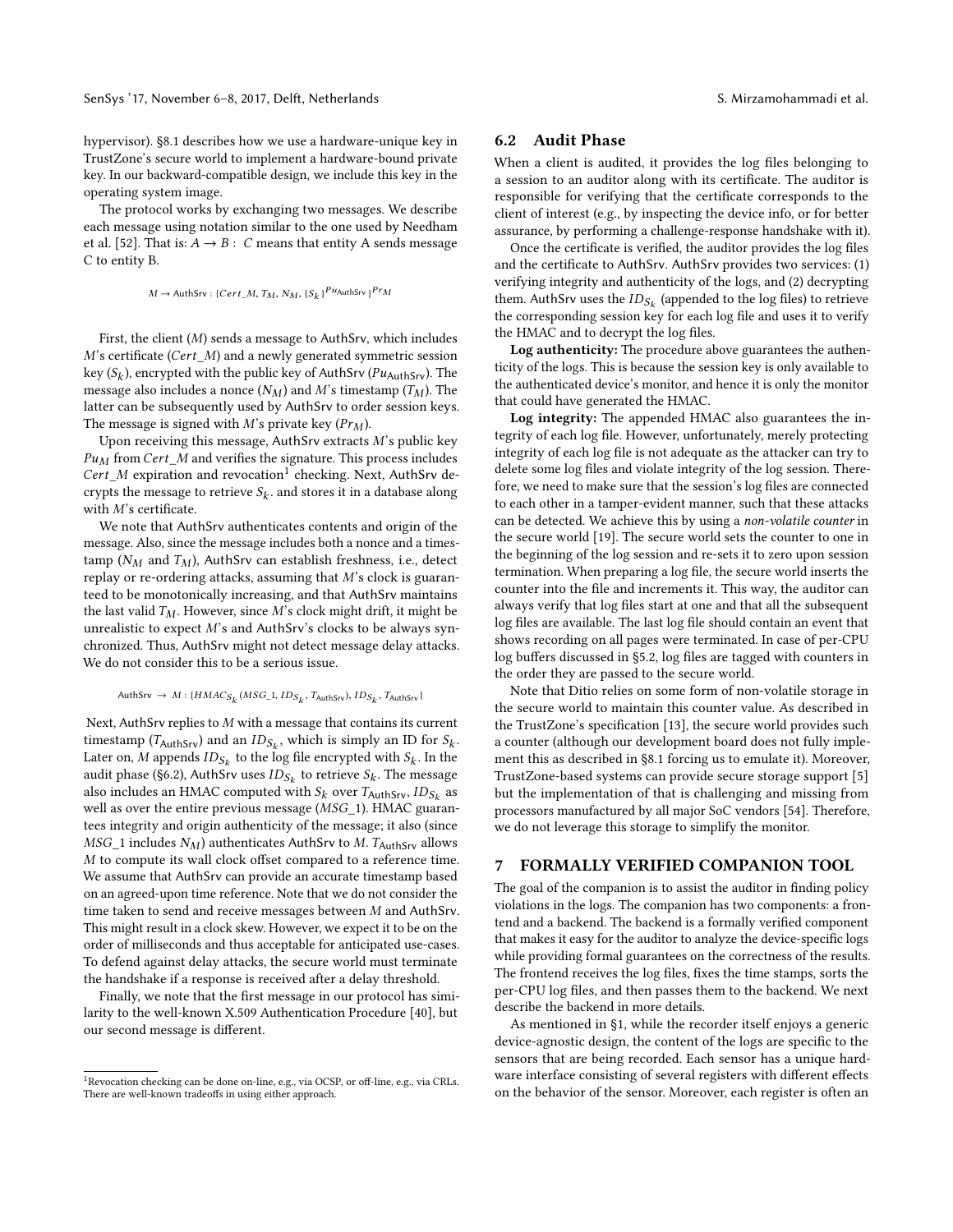hypervisor). §8.1 describes how we use a hardware-unique key in TrustZone's secure world to implement a hardware-bound private key. In our backward-compatible design, we include this key in the operating system image.

The protocol works by exchanging two messages. We describe each message using notation similar to the one used by Needham et al. [52]. That is: $A \rightarrow B:\ C$ means that entity A sends message C to entity B.

$$M \rightarrow \text{AuthSrv} : \{Cert\_M, T_M, N_M, \{S_k\}^{Pu_{\text{AuthSrv}}}\}^{Pr_M}$$

First, the client ($M$) sends a message to AuthSrv, which includes $M$'s certificate ($Cert\_M$) and a newly generated symmetric session key ($S_k$), encrypted with the public key of AuthSrv ($Pu_{\text{AuthSrv}}$). The message also includes a nonce ($N_M$) and $M$'s timestamp ($T_M$). The latter can be subsequently used by AuthSrv to order session keys. The message is signed with $M$'s private key ($Pr_M$).

Upon receiving this message, AuthSrv extracts $M$'s public key $Pu_M$ from $Cert\_M$ and verifies the signature. This process includes $Cert\_M$ expiration and revocation[1] checking. Next, AuthSrv decrypts the message to retrieve $S_k$. and stores it in a database along with $M$'s certificate.

We note that AuthSrv authenticates contents and origin of the message. Also, since the message includes both a nonce and a timestamp ($N_M$ and $T_M$), AuthSrv can establish freshness, i.e., detect replay or re-ordering attacks, assuming that $M$'s clock is guaranteed to be monotonically increasing, and that AuthSrv maintains the last valid $T_M$. However, since $M$'s clock might drift, it might be unrealistic to expect $M$'s and AuthSrv's clocks to be always synchronized. Thus, AuthSrv might not detect message delay attacks. We do not consider this to be a serious issue.

$$\text{AuthSrv} \rightarrow M : \{HMAC_{S_k}(MSG\_1, ID_{S_k}, T_{\text{AuthSrv}}), ID_{S_k}, T_{\text{AuthSrv}}\}$$

Next, AuthSrv replies to $M$ with a message that contains its current timestamp ($T_{\text{AuthSrv}}$) and an $ID_{S_k}$, which is simply an ID for $S_k$. Later on, $M$ appends $ID_{S_k}$ to the log file encrypted with $S_k$. In the audit phase (§6.2), AuthSrv uses $ID_{S_k}$ to retrieve $S_k$. The message also includes an HMAC computed with $S_k$ over $T_{\text{AuthSrv}}$, $ID_{S_k}$ as well as over the entire previous message ($MSG\_1$). HMAC guarantees integrity and origin authenticity of the message; it also (since $MSG\_1$ includes $N_M$) authenticates AuthSrv to $M$. $T_{\text{AuthSrv}}$ allows $M$ to compute its wall clock offset compared to a reference time. We assume that AuthSrv can provide an accurate timestamp based on an agreed-upon time reference. Note that we do not consider the time taken to send and receive messages between $M$ and AuthSrv. This might result in a clock skew. However, we expect it to be on the order of milliseconds and thus acceptable for anticipated use-cases. To defend against delay attacks, the secure world must terminate the handshake if a response is received after a delay threshold.

Finally, we note that the first message in our protocol has similarity to the well-known X.509 Authentication Procedure [40], but our second message is different.

[1] Revocation checking can be done on-line, e.g., via OCSP, or off-line, e.g., via CRLs. There are well-known tradeoffs in using either approach.

## 6.2 Audit Phase

When a client is audited, it provides the log files belonging to a session to an auditor along with its certificate. The auditor is responsible for verifying that the certificate corresponds to the client of interest (e.g., by inspecting the device info, or for better assurance, by performing a challenge-response handshake with it).

Once the certificate is verified, the auditor provides the log files and the certificate to AuthSrv. AuthSrv provides two services: (1) verifying integrity and authenticity of the logs, and (2) decrypting them. AuthSrv uses the $ID_{S_k}$ (appended to the log files) to retrieve the corresponding session key for each log file and uses it to verify the HMAC and to decrypt the log files.

**Log authenticity:** The procedure above guarantees the authenticity of the logs. This is because the session key is only available to the authenticated device's monitor, and hence it is only the monitor that could have generated the HMAC.

**Log integrity:** The appended HMAC also guarantees the integrity of each log file. However, unfortunately, merely protecting integrity of each log file is not adequate as the attacker can try to delete some log files and violate integrity of the log session. Therefore, we need to make sure that the session's log files are connected to each other in a tamper-evident manner, such that these attacks can be detected. We achieve this by using a *non-volatile counter* in the secure world [19]. The secure world sets the counter to one in the beginning of the log session and re-sets it to zero upon session termination. When preparing a log file, the secure world inserts the counter into the file and increments it. This way, the auditor can always verify that log files start at one and that all the subsequent log files are available. The last log file should contain an event that shows recording on all pages were terminated. In case of per-CPU log buffers discussed in §5.2, log files are tagged with counters in the order they are passed to the secure world.

Note that Ditio relies on some form of non-volatile storage in the secure world to maintain this counter value. As described in the TrustZone's specification [13], the secure world provides such a counter (although our development board does not fully implement this as described in §8.1 forcing us to emulate it). Moreover, TrustZone-based systems can provide secure storage support [5] but the implementation of that is challenging and missing from processors manufactured by all major SoC vendors [54]. Therefore, we do not leverage this storage to simplify the monitor.

# 7 FORMALLY VERIFIED COMPANION TOOL

The goal of the companion is to assist the auditor in finding policy violations in the logs. The companion has two components: a frontend and a backend. The backend is a formally verified component that makes it easy for the auditor to analyze the device-specific logs while providing formal guarantees on the correctness of the results. The frontend receives the log files, fixes the time stamps, sorts the per-CPU log files, and then passes them to the backend. We next describe the backend in more details.

As mentioned in §1, while the recorder itself enjoys a generic device-agnostic design, the content of the logs are specific to the sensors that are being recorded. Each sensor has a unique hardware interface consisting of several registers with different effects on the behavior of the sensor. Moreover, each register is often an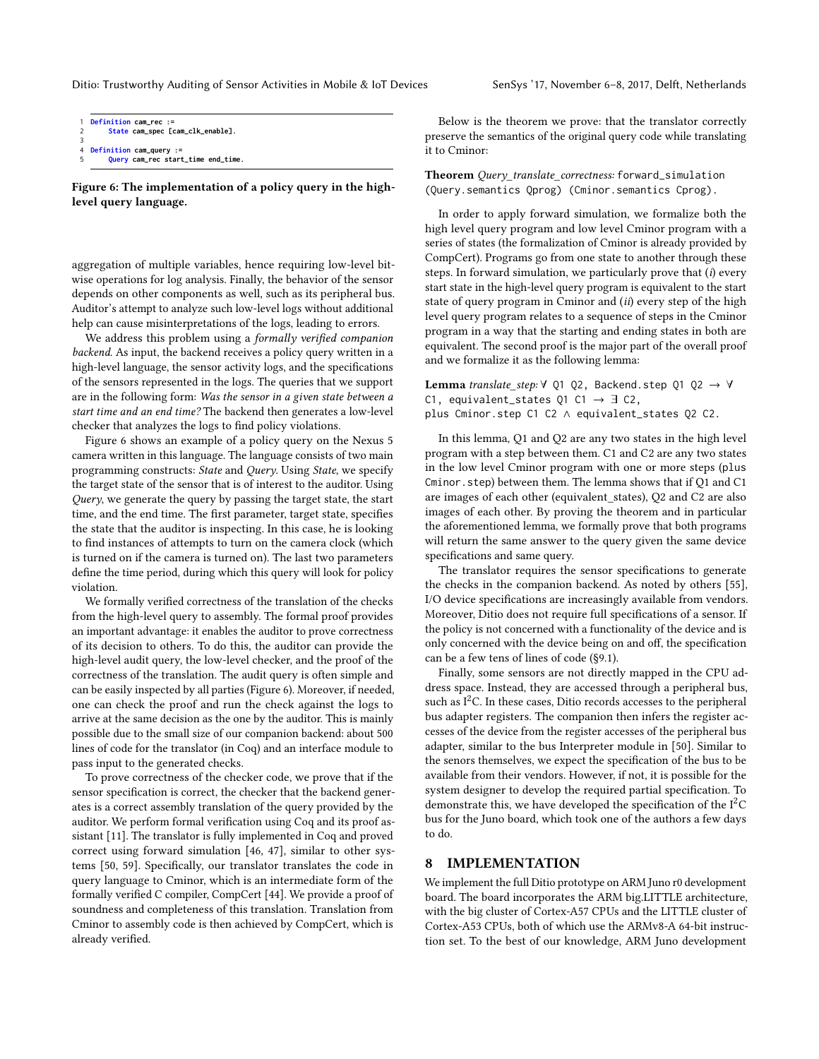```
1 Definition cam_rec :=
2     State cam_spec [cam_clk_enable].
3
4 Definition cam_query :=
5     Query cam_rec start_time end_time.
```

**Figure 6: The implementation of a policy query in the high-level query language.**

aggregation of multiple variables, hence requiring low-level bit-wise operations for log analysis. Finally, the behavior of the sensor depends on other components as well, such as its peripheral bus. Auditor's attempt to analyze such low-level logs without additional help can cause misinterpretations of the logs, leading to errors.

We address this problem using a *formally verified companion backend*. As input, the backend receives a policy query written in a high-level language, the sensor activity logs, and the specifications of the sensors represented in the logs. The queries that we support are in the following form: *Was the sensor in a given state between a start time and an end time?* The backend then generates a low-level checker that analyzes the logs to find policy violations.

Figure 6 shows an example of a policy query on the Nexus 5 camera written in this language. The language consists of two main programming constructs: *State* and *Query*. Using *State*, we specify the target state of the sensor that is of interest to the auditor. Using *Query*, we generate the query by passing the target state, the start time, and the end time. The first parameter, target state, specifies the state that the auditor is inspecting. In this case, he is looking to find instances of attempts to turn on the camera clock (which is turned on if the camera is turned on). The last two parameters define the time period, during which this query will look for policy violation.

We formally verified correctness of the translation of the checks from the high-level query to assembly. The formal proof provides an important advantage: it enables the auditor to prove correctness of its decision to others. To do this, the auditor can provide the high-level audit query, the low-level checker, and the proof of the correctness of the translation. The audit query is often simple and can be easily inspected by all parties (Figure 6). Moreover, if needed, one can check the proof and run the check against the logs to arrive at the same decision as the one by the auditor. This is mainly possible due to the small size of our companion backend: about 500 lines of code for the translator (in Coq) and an interface module to pass input to the generated checks.

To prove correctness of the checker code, we prove that if the sensor specification is correct, the checker that the backend generates is a correct assembly translation of the query provided by the auditor. We perform formal verification using Coq and its proof assistant [11]. The translator is fully implemented in Coq and proved correct using forward simulation [46, 47], similar to other systems [50, 59]. Specifically, our translator translates the code in query language to Cminor, which is an intermediate form of the formally verified C compiler, CompCert [44]. We provide a proof of soundness and completeness of this translation. Translation from Cminor to assembly code is then achieved by CompCert, which is already verified.

Below is the theorem we prove: that the translator correctly preserve the semantics of the original query code while translating it to Cminor:

**Theorem** *Query_translate_correctness:* `forward_simulation (Query.semantics Qprog) (Cminor.semantics Cprog).`

In order to apply forward simulation, we formalize both the high level query program and low level Cminor program with a series of states (the formalization of Cminor is already provided by CompCert). Programs go from one state to another through these steps. In forward simulation, we particularly prove that (*i*) every start state in the high-level query program is equivalent to the start state of query program in Cminor and (*ii*) every step of the high level query program relates to a sequence of steps in the Cminor program in a way that the starting and ending states in both are equivalent. The second proof is the major part of the overall proof and we formalize it as the following lemma:

**Lemma** *translate_step:* `∀ Q1 Q2, Backend.step Q1 Q2 → ∀ C1, equivalent_states Q1 C1 → ∃ C2, plus Cminor.step C1 C2 ∧ equivalent_states Q2 C2.`

In this lemma, Q1 and Q2 are any two states in the high level program with a step between them. C1 and C2 are any two states in the low level Cminor program with one or more steps (`plus Cminor.step`) between them. The lemma shows that if Q1 and C1 are images of each other (equivalent_states), Q2 and C2 are also images of each other. By proving the theorem and in particular the aforementioned lemma, we formally prove that both programs will return the same answer to the query given the same device specifications and same query.

The translator requires the sensor specifications to generate the checks in the companion backend. As noted by others [55], I/O device specifications are increasingly available from vendors. Moreover, Ditio does not require full specifications of a sensor. If the policy is not concerned with a functionality of the device and is only concerned with the device being on and off, the specification can be a few tens of lines of code (§9.1).

Finally, some sensors are not directly mapped in the CPU address space. Instead, they are accessed through a peripheral bus, such as $I^2C$. In these cases, Ditio records accesses to the peripheral bus adapter registers. The companion then infers the register accesses of the device from the register accesses of the peripheral bus adapter, similar to the bus Interpreter module in [50]. Similar to the senors themselves, we expect the specification of the bus to be available from their vendors. However, if not, it is possible for the system designer to develop the required partial specification. To demonstrate this, we have developed the specification of the $I^2C$ bus for the Juno board, which took one of the authors a few days to do.

## 8 IMPLEMENTATION

We implement the full Ditio prototype on ARM Juno r0 development board. The board incorporates the ARM big.LITTLE architecture, with the big cluster of Cortex-A57 CPUs and the LITTLE cluster of Cortex-A53 CPUs, both of which use the ARMv8-A 64-bit instruction set. To the best of our knowledge, ARM Juno development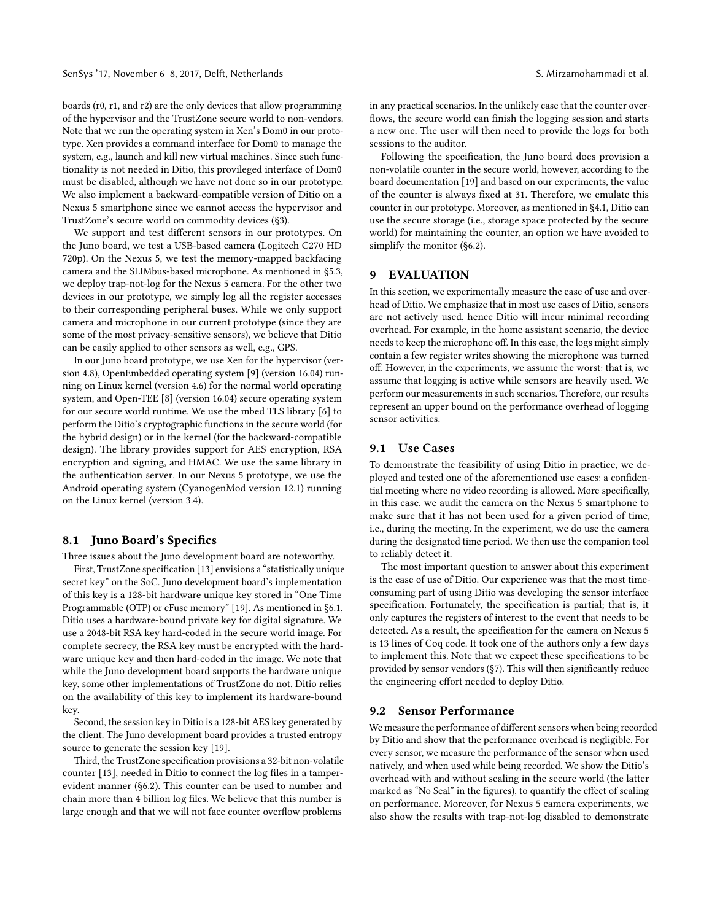boards (r0, r1, and r2) are the only devices that allow programming of the hypervisor and the TrustZone secure world to non-vendors. Note that we run the operating system in Xen's Dom0 in our prototype. Xen provides a command interface for Dom0 to manage the system, e.g., launch and kill new virtual machines. Since such functionality is not needed in Ditio, this provileged interface of Dom0 must be disabled, although we have not done so in our prototype. We also implement a backward-compatible version of Ditio on a Nexus 5 smartphone since we cannot access the hypervisor and TrustZone's secure world on commodity devices (§3).

We support and test different sensors in our prototypes. On the Juno board, we test a USB-based camera (Logitech C270 HD 720p). On the Nexus 5, we test the memory-mapped backfacing camera and the SLIMbus-based microphone. As mentioned in §5.3, we deploy trap-not-log for the Nexus 5 camera. For the other two devices in our prototype, we simply log all the register accesses to their corresponding peripheral buses. While we only support camera and microphone in our current prototype (since they are some of the most privacy-sensitive sensors), we believe that Ditio can be easily applied to other sensors as well, e.g., GPS.

In our Juno board prototype, we use Xen for the hypervisor (version 4.8), OpenEmbedded operating system [9] (version 16.04) running on Linux kernel (version 4.6) for the normal world operating system, and Open-TEE [8] (version 16.04) secure operating system for our secure world runtime. We use the mbed TLS library [6] to perform the Ditio's cryptographic functions in the secure world (for the hybrid design) or in the kernel (for the backward-compatible design). The library provides support for AES encryption, RSA encryption and signing, and HMAC. We use the same library in the authentication server. In our Nexus 5 prototype, we use the Android operating system (CyanogenMod version 12.1) running on the Linux kernel (version 3.4).

### 8.1 Juno Board's Specifics

Three issues about the Juno development board are noteworthy.

First, TrustZone specification [13] envisions a "statistically unique secret key" on the SoC. Juno development board's implementation of this key is a 128-bit hardware unique key stored in "One Time Programmable (OTP) or eFuse memory" [19]. As mentioned in §6.1, Ditio uses a hardware-bound private key for digital signature. We use a 2048-bit RSA key hard-coded in the secure world image. For complete secrecy, the RSA key must be encrypted with the hardware unique key and then hard-coded in the image. We note that while the Juno development board supports the hardware unique key, some other implementations of TrustZone do not. Ditio relies on the availability of this key to implement its hardware-bound key.

Second, the session key in Ditio is a 128-bit AES key generated by the client. The Juno development board provides a trusted entropy source to generate the session key [19].

Third, the TrustZone specification provisions a 32-bit non-volatile counter [13], needed in Ditio to connect the log files in a tamper-evident manner (§6.2). This counter can be used to number and chain more than 4 billion log files. We believe that this number is large enough and that we will not face counter overflow problems in any practical scenarios. In the unlikely case that the counter overflows, the secure world can finish the logging session and starts a new one. The user will then need to provide the logs for both sessions to the auditor.

Following the specification, the Juno board does provision a non-volatile counter in the secure world, however, according to the board documentation [19] and based on our experiments, the value of the counter is always fixed at 31. Therefore, we emulate this counter in our prototype. Moreover, as mentioned in §4.1, Ditio can use the secure storage (i.e., storage space protected by the secure world) for maintaining the counter, an option we have avoided to simplify the monitor (§6.2).

## 9 EVALUATION

In this section, we experimentally measure the ease of use and overhead of Ditio. We emphasize that in most use cases of Ditio, sensors are not actively used, hence Ditio will incur minimal recording overhead. For example, in the home assistant scenario, the device needs to keep the microphone off. In this case, the logs might simply contain a few register writes showing the microphone was turned off. However, in the experiments, we assume the worst: that is, we assume that logging is active while sensors are heavily used. We perform our measurements in such scenarios. Therefore, our results represent an upper bound on the performance overhead of logging sensor activities.

### 9.1 Use Cases

To demonstrate the feasibility of using Ditio in practice, we deployed and tested one of the aforementioned use cases: a confidential meeting where no video recording is allowed. More specifically, in this case, we audit the camera on the Nexus 5 smartphone to make sure that it has not been used for a given period of time, i.e., during the meeting. In the experiment, we do use the camera during the designated time period. We then use the companion tool to reliably detect it.

The most important question to answer about this experiment is the ease of use of Ditio. Our experience was that the most time-consuming part of using Ditio was developing the sensor interface specification. Fortunately, the specification is partial; that is, it only captures the registers of interest to the event that needs to be detected. As a result, the specification for the camera on Nexus 5 is 13 lines of Coq code. It took one of the authors only a few days to implement this. Note that we expect these specifications to be provided by sensor vendors (§7). This will then significantly reduce the engineering effort needed to deploy Ditio.

### 9.2 Sensor Performance

We measure the performance of different sensors when being recorded by Ditio and show that the performance overhead is negligible. For every sensor, we measure the performance of the sensor when used natively, and when used while being recorded. We show the Ditio's overhead with and without sealing in the secure world (the latter marked as "No Seal" in the figures), to quantify the effect of sealing on performance. Moreover, for Nexus 5 camera experiments, we also show the results with trap-not-log disabled to demonstrate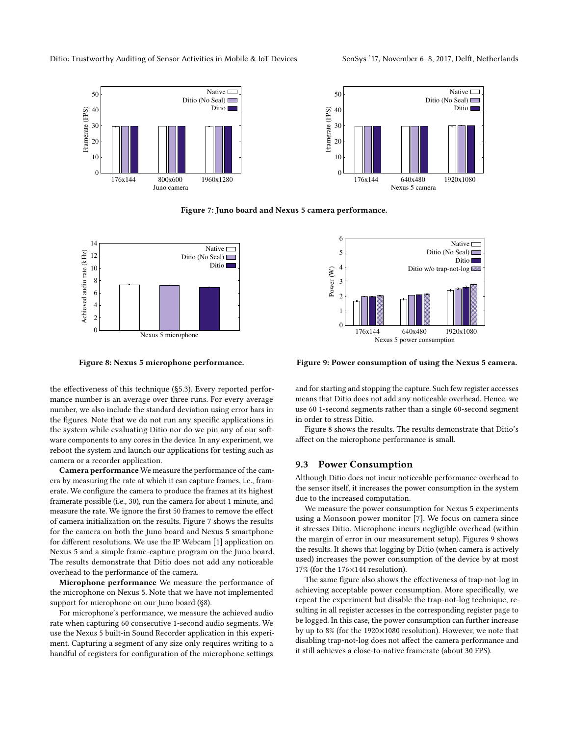Figure 7: Juno board and Nexus 5 camera performance.

Figure 8: Nexus 5 microphone performance.

Figure 9: Power consumption of using the Nexus 5 camera.

the effectiveness of this technique (§5.3). Every reported performance number is an average over three runs. For every average number, we also include the standard deviation using error bars in the figures. Note that we do not run any specific applications in the system while evaluating Ditio nor do we pin any of our software components to any cores in the device. In any experiment, we reboot the system and launch our applications for testing such as camera or a recorder application.

**Camera performance** We measure the performance of the camera by measuring the rate at which it can capture frames, i.e., framerate. We configure the camera to produce the frames at its highest framerate possible (i.e., 30), run the camera for about 1 minute, and measure the rate. We ignore the first 50 frames to remove the effect of camera initialization on the results. Figure 7 shows the results for the camera on both the Juno board and Nexus 5 smartphone for different resolutions. We use the IP Webcam [1] application on Nexus 5 and a simple frame-capture program on the Juno board. The results demonstrate that Ditio does not add any noticeable overhead to the performance of the camera.

**Microphone performance** We measure the performance of the microphone on Nexus 5. Note that we have not implemented support for microphone on our Juno board (§8).

For microphone's performance, we measure the achieved audio rate when capturing 60 consecutive 1-second audio segments. We use the Nexus 5 built-in Sound Recorder application in this experiment. Capturing a segment of any size only requires writing to a handful of registers for configuration of the microphone settings and for starting and stopping the capture. Such few register accesses means that Ditio does not add any noticeable overhead. Hence, we use 60 1-second segments rather than a single 60-second segment in order to stress Ditio.

Figure 8 shows the results. The results demonstrate that Ditio's affect on the microphone performance is small.

## 9.3 Power Consumption

Although Ditio does not incur noticeable performance overhead to the sensor itself, it increases the power consumption in the system due to the increased computation.

We measure the power consumption for Nexus 5 experiments using a Monsoon power monitor [7]. We focus on camera since it stresses Ditio. Microphone incurs negligible overhead (within the margin of error in our measurement setup). Figures 9 shows the results. It shows that logging by Ditio (when camera is actively used) increases the power consumption of the device by at most 17% (for the 176×144 resolution).

The same figure also shows the effectiveness of trap-not-log in achieving acceptable power consumption. More specifically, we repeat the experiment but disable the trap-not-log technique, resulting in all register accesses in the corresponding register page to be logged. In this case, the power consumption can further increase by up to 8% (for the 1920×1080 resolution). However, we note that disabling trap-not-log does not affect the camera performance and it still achieves a close-to-native framerate (about 30 FPS).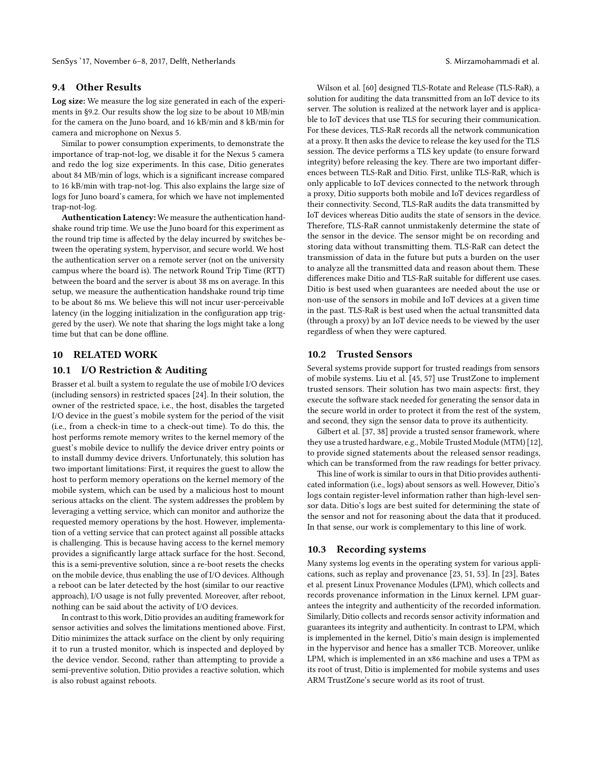### 9.4 Other Results

**Log size:** We measure the log size generated in each of the experiments in §9.2. Our results show the log size to be about 10 MB/min for the camera on the Juno board, and 16 kB/min and 8 kB/min for camera and microphone on Nexus 5.

Similar to power consumption experiments, to demonstrate the importance of trap-not-log, we disable it for the Nexus 5 camera and redo the log size experiments. In this case, Ditio generates about 84 MB/min of logs, which is a significant increase compared to 16 kB/min with trap-not-log. This also explains the large size of logs for Juno board's camera, for which we have not implemented trap-not-log.

**Authentication Latency:** We measure the authentication handshake round trip time. We use the Juno board for this experiment as the round trip time is affected by the delay incurred by switches between the operating system, hypervisor, and secure world. We host the authentication server on a remote server (not on the university campus where the board is). The network Round Trip Time (RTT) between the board and the server is about 38 ms on average. In this setup, we measure the authentication handshake round trip time to be about 86 ms. We believe this will not incur user-perceivable latency (in the logging initialization in the configuration app triggered by the user). We note that sharing the logs might take a long time but that can be done offline.

## 10 RELATED WORK

### 10.1 I/O Restriction & Auditing

Brasser et al. built a system to regulate the use of mobile I/O devices (including sensors) in restricted spaces [24]. In their solution, the owner of the restricted space, i.e., the host, disables the targeted I/O device in the guest's mobile system for the period of the visit (i.e., from a check-in time to a check-out time). To do this, the host performs remote memory writes to the kernel memory of the guest's mobile device to nullify the device driver entry points or to install dummy device drivers. Unfortunately, this solution has two important limitations: First, it requires the guest to allow the host to perform memory operations on the kernel memory of the mobile system, which can be used by a malicious host to mount serious attacks on the client. The system addresses the problem by leveraging a vetting service, which can monitor and authorize the requested memory operations by the host. However, implementation of a vetting service that can protect against all possible attacks is challenging. This is because having access to the kernel memory provides a significantly large attack surface for the host. Second, this is a semi-preventive solution, since a re-boot resets the checks on the mobile device, thus enabling the use of I/O devices. Although a reboot can be later detected by the host (similar to our reactive approach), I/O usage is not fully prevented. Moreover, after reboot, nothing can be said about the activity of I/O devices.

In contrast to this work, Ditio provides an auditing framework for sensor activities and solves the limitations mentioned above. First, Ditio minimizes the attack surface on the client by only requiring it to run a trusted monitor, which is inspected and deployed by the device vendor. Second, rather than attempting to provide a semi-preventive solution, Ditio provides a reactive solution, which is also robust against reboots.

Wilson et al. [60] designed TLS-Rotate and Release (TLS-RaR), a solution for auditing the data transmitted from an IoT device to its server. The solution is realized at the network layer and is applicable to IoT devices that use TLS for securing their communication. For these devices, TLS-RaR records all the network communication at a proxy. It then asks the device to release the key used for the TLS session. The device performs a TLS key update (to ensure forward integrity) before releasing the key. There are two important differences between TLS-RaR and Ditio. First, unlike TLS-RaR, which is only applicable to IoT devices connected to the network through a proxy, Ditio supports both mobile and IoT devices regardless of their connectivity. Second, TLS-RaR audits the data transmitted by IoT devices whereas Ditio audits the state of sensors in the device. Therefore, TLS-RaR cannot unmistakenly determine the state of the sensor in the device. The sensor might be on recording and storing data without transmitting them. TLS-RaR can detect the transmission of data in the future but puts a burden on the user to analyze all the transmitted data and reason about them. These differences make Ditio and TLS-RaR suitable for different use cases. Ditio is best used when guarantees are needed about the use or non-use of the sensors in mobile and IoT devices at a given time in the past. TLS-RaR is best used when the actual transmitted data (through a proxy) by an IoT device needs to be viewed by the user regardless of when they were captured.

### 10.2 Trusted Sensors

Several systems provide support for trusted readings from sensors of mobile systems. Liu et al. [45, 57] use TrustZone to implement trusted sensors. Their solution has two main aspects: first, they execute the software stack needed for generating the sensor data in the secure world in order to protect it from the rest of the system, and second, they sign the sensor data to prove its authenticity.

Gilbert et al. [37, 38] provide a trusted sensor framework, where they use a trusted hardware, e.g., Mobile Trusted Module (MTM) [12], to provide signed statements about the released sensor readings, which can be transformed from the raw readings for better privacy.

This line of work is similar to ours in that Ditio provides authenticated information (i.e., logs) about sensors as well. However, Ditio's logs contain register-level information rather than high-level sensor data. Ditio's logs are best suited for determining the state of the sensor and not for reasoning about the data that it produced. In that sense, our work is complementary to this line of work.

### 10.3 Recording systems

Many systems log events in the operating system for various applications, such as replay and provenance [23, 51, 53]. In [23], Bates et al. present Linux Provenance Modules (LPM), which collects and records provenance information in the Linux kernel. LPM guarantees the integrity and authenticity of the recorded information. Similarly, Ditio collects and records sensor activity information and guarantees its integrity and authenticity. In contrast to LPM, which is implemented in the kernel, Ditio's main design is implemented in the hypervisor and hence has a smaller TCB. Moreover, unlike LPM, which is implemented in an x86 machine and uses a TPM as its root of trust, Ditio is implemented for mobile systems and uses ARM TrustZone's secure world as its root of trust.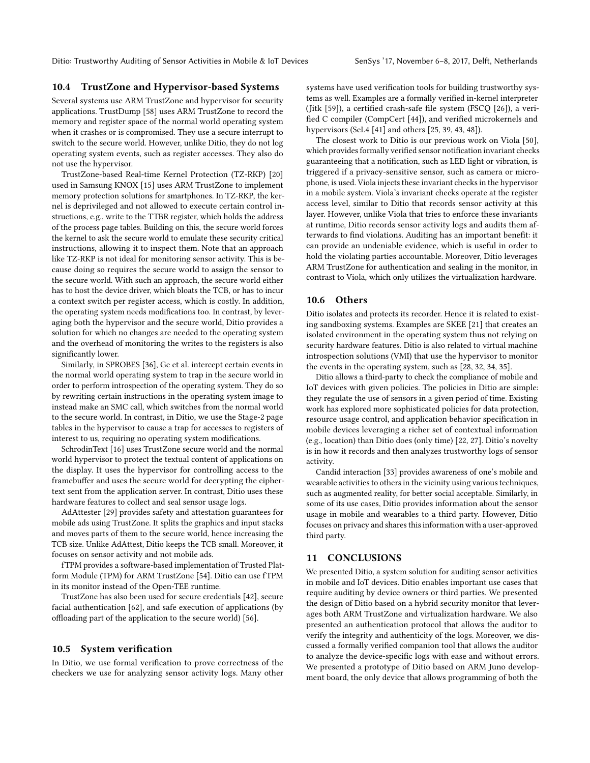### 10.4 TrustZone and Hypervisor-based Systems

Several systems use ARM TrustZone and hypervisor for security applications. TrustDump [58] uses ARM TrustZone to record the memory and register space of the normal world operating system when it crashes or is compromised. They use a secure interrupt to switch to the secure world. However, unlike Ditio, they do not log operating system events, such as register accesses. They also do not use the hypervisor.

TrustZone-based Real-time Kernel Protection (TZ-RKP) [20] used in Samsung KNOX [15] uses ARM TrustZone to implement memory protection solutions for smartphones. In TZ-RKP, the kernel is deprivileged and not allowed to execute certain control instructions, e.g., write to the TTBR register, which holds the address of the process page tables. Building on this, the secure world forces the kernel to ask the secure world to emulate these security critical instructions, allowing it to inspect them. Note that an approach like TZ-RKP is not ideal for monitoring sensor activity. This is because doing so requires the secure world to assign the sensor to the secure world. With such an approach, the secure world either has to host the device driver, which bloats the TCB, or has to incur a context switch per register access, which is costly. In addition, the operating system needs modifications too. In contrast, by leveraging both the hypervisor and the secure world, Ditio provides a solution for which no changes are needed to the operating system and the overhead of monitoring the writes to the registers is also significantly lower.

Similarly, in SPROBES [36], Ge et al. intercept certain events in the normal world operating system to trap in the secure world in order to perform introspection of the operating system. They do so by rewriting certain instructions in the operating system image to instead make an SMC call, which switches from the normal world to the secure world. In contrast, in Ditio, we use the Stage-2 page tables in the hypervisor to cause a trap for accesses to registers of interest to us, requiring no operating system modifications.

SchrodinText [16] uses TrustZone secure world and the normal world hypervisor to protect the textual content of applications on the display. It uses the hypervisor for controlling access to the framebuffer and uses the secure world for decrypting the ciphertext sent from the application server. In contrast, Ditio uses these hardware features to collect and seal sensor usage logs.

AdAttester [29] provides safety and attestation guarantees for mobile ads using TrustZone. It splits the graphics and input stacks and moves parts of them to the secure world, hence increasing the TCB size. Unlike AdAttest, Ditio keeps the TCB small. Moreover, it focuses on sensor activity and not mobile ads.

fTPM provides a software-based implementation of Trusted Platform Module (TPM) for ARM TrustZone [54]. Ditio can use fTPM in its monitor instead of the Open-TEE runtime.

TrustZone has also been used for secure credentials [42], secure facial authentication [62], and safe execution of applications (by offloading part of the application to the secure world) [56].

### 10.5 System verification

In Ditio, we use formal verification to prove correctness of the checkers we use for analyzing sensor activity logs. Many other systems have used verification tools for building trustworthy systems as well. Examples are a formally verified in-kernel interpreter (Jitk [59]), a certified crash-safe file system (FSCQ [26]), a verified C compiler (CompCert [44]), and verified microkernels and hypervisors (SeL4 [41] and others [25, 39, 43, 48]).

The closest work to Ditio is our previous work on Viola [50], which provides formally verified sensor notification invariant checks guaranteeing that a notification, such as LED light or vibration, is triggered if a privacy-sensitive sensor, such as camera or microphone, is used. Viola injects these invariant checks in the hypervisor in a mobile system. Viola's invariant checks operate at the register access level, similar to Ditio that records sensor activity at this layer. However, unlike Viola that tries to enforce these invariants at runtime, Ditio records sensor activity logs and audits them afterwards to find violations. Auditing has an important benefit: it can provide an undeniable evidence, which is useful in order to hold the violating parties accountable. Moreover, Ditio leverages ARM TrustZone for authentication and sealing in the monitor, in contrast to Viola, which only utilizes the virtualization hardware.

### 10.6 Others

Ditio isolates and protects its recorder. Hence it is related to existing sandboxing systems. Examples are SKEE [21] that creates an isolated environment in the operating system thus not relying on security hardware features. Ditio is also related to virtual machine introspection solutions (VMI) that use the hypervisor to monitor the events in the operating system, such as [28, 32, 34, 35].

Ditio allows a third-party to check the compliance of mobile and IoT devices with given policies. The policies in Ditio are simple: they regulate the use of sensors in a given period of time. Existing work has explored more sophisticated policies for data protection, resource usage control, and application behavior specification in mobile devices leveraging a richer set of contextual information (e.g., location) than Ditio does (only time) [22, 27]. Ditio's novelty is in how it records and then analyzes trustworthy logs of sensor activity.

Candid interaction [33] provides awareness of one's mobile and wearable activities to others in the vicinity using various techniques, such as augmented reality, for better social acceptable. Similarly, in some of its use cases, Ditio provides information about the sensor usage in mobile and wearables to a third party. However, Ditio focuses on privacy and shares this information with a user-approved third party.

## 11 CONCLUSIONS

We presented Ditio, a system solution for auditing sensor activities in mobile and IoT devices. Ditio enables important use cases that require auditing by device owners or third parties. We presented the design of Ditio based on a hybrid security monitor that leverages both ARM TrustZone and virtualization hardware. We also presented an authentication protocol that allows the auditor to verify the integrity and authenticity of the logs. Moreover, we discussed a formally verified companion tool that allows the auditor to analyze the device-specific logs with ease and without errors. We presented a prototype of Ditio based on ARM Juno development board, the only device that allows programming of both the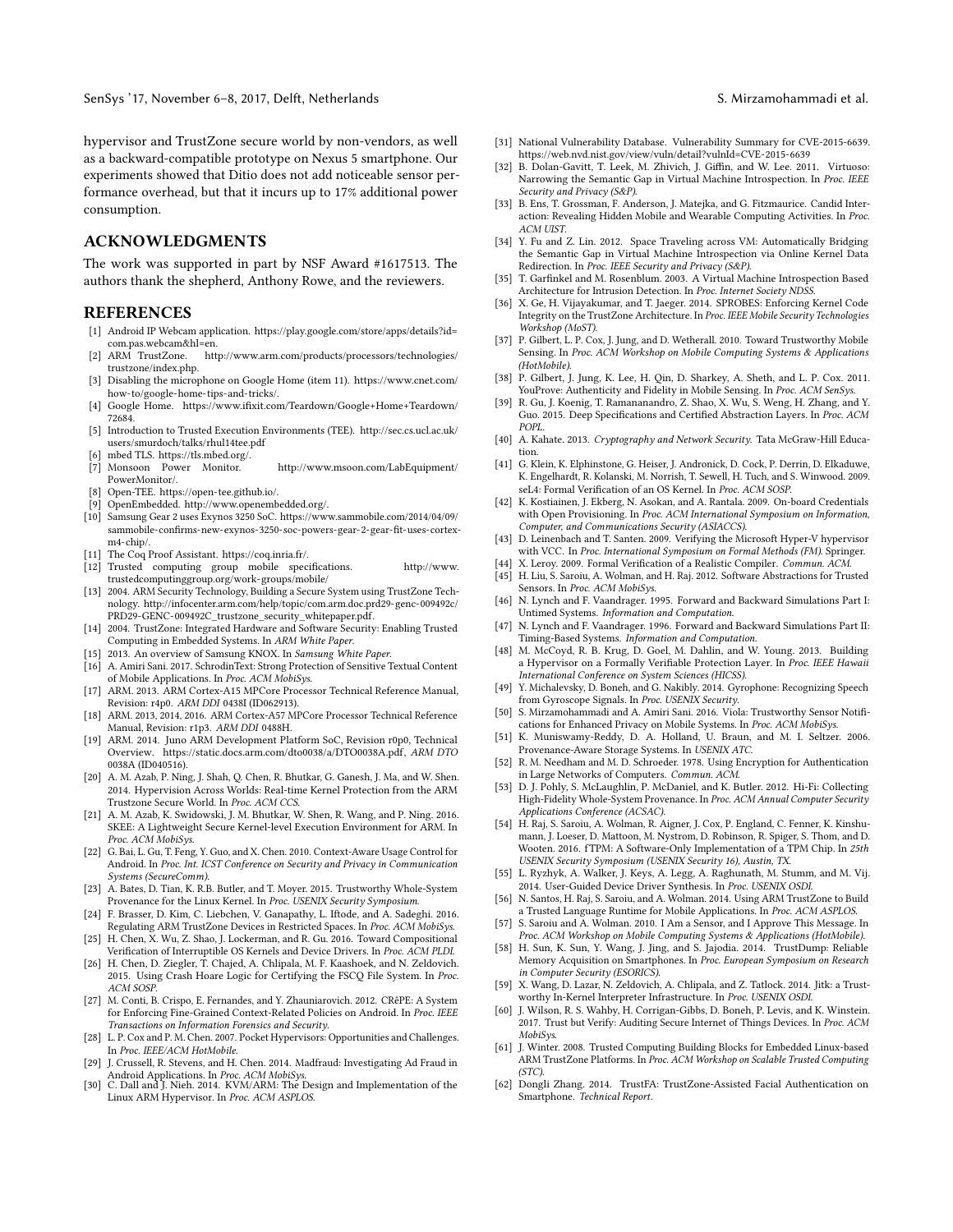hypervisor and TrustZone secure world by non-vendors, as well as a backward-compatible prototype on Nexus 5 smartphone. Our experiments showed that Ditio does not add noticeable sensor performance overhead, but that it incurs up to 17% additional power consumption.

## ACKNOWLEDGMENTS

The work was supported in part by NSF Award #1617513. The authors thank the shepherd, Anthony Rowe, and the reviewers.

## REFERENCES

- [1] Android IP Webcam application. https://play.google.com/store/apps/details?id=com.pas.webcam&hl=en.
- [2] ARM TrustZone. http://www.arm.com/products/processors/technologies/trustzone/index.php.
- [3] Disabling the microphone on Google Home (item 11). https://www.cnet.com/how-to/google-home-tips-and-tricks/.
- [4] Google Home. https://www.ifixit.com/Teardown/Google+Home+Teardown/72684.
- [5] Introduction to Trusted Execution Environments (TEE). http://sec.cs.ucl.ac.uk/users/smurdoch/talks/rhul14tee.pdf
- [6] mbed TLS. https://tls.mbed.org/.
- [7] Monsoon Power Monitor. http://www.msoon.com/LabEquipment/PowerMonitor/.
- [8] Open-TEE. https://open-tee.github.io/.
- [9] OpenEmbedded. http://www.openembedded.org/.
- [10] Samsung Gear 2 uses Exynos 3250 SoC. https://www.sammobile.com/2014/04/09/sammobile-confirms-new-exynos-3250-soc-powers-gear-2-gear-fit-uses-cortex-m4-chip/.
- [11] The Coq Proof Assistant. https://coq.inria.fr/.
- [12] Trusted computing group mobile specifications. http://www.trustedcomputinggroup.org/work-groups/mobile/
- [13] 2004. ARM Security Technology, Building a Secure System using TrustZone Technology. http://infocenter.arm.com/help/topic/com.arm.doc.prd29-genc-009492c/PRD29-GENC-009492C_trustzone_security_whitepaper.pdf.
- [14] 2004. TrustZone: Integrated Hardware and Software Security: Enabling Trusted Computing in Embedded Systems. In *ARM White Paper*.
- [15] 2013. An overview of Samsung KNOX. In *Samsung White Paper*.
- [16] A. Amiri Sani. 2017. SchrodinText: Strong Protection of Sensitive Textual Content of Mobile Applications. In *Proc. ACM MobiSys*.
- [17] ARM. 2013. ARM Cortex-A15 MPCore Processor Technical Reference Manual, Revision: r4p0. *ARM DDI* 0438I (ID062913).
- [18] ARM. 2013, 2014, 2016. ARM Cortex-A57 MPCore Processor Technical Reference Manual, Revision: r1p3. *ARM DDI* 0488H.
- [19] ARM. 2014. Juno ARM Development Platform SoC, Revision r0p0, Technical Overview. https://static.docs.arm.com/dto0038/a/DTO0038A.pdf, *ARM DTO* 0038A (ID040516).
- [20] A. M. Azab, P. Ning, J. Shah, Q. Chen, R. Bhutkar, G. Ganesh, J. Ma, and W. Shen. 2014. Hypervision Across Worlds: Real-time Kernel Protection from the ARM Trustzone Secure World. In *Proc. ACM CCS*.
- [21] A. M. Azab, K. Swidowski, J. M. Bhutkar, W. Shen, R. Wang, and P. Ning. 2016. SKEE: A Lightweight Secure Kernel-level Execution Environment for ARM. In *Proc. ACM MobiSys*.
- [22] G. Bai, L. Gu, T. Feng, Y. Guo, and X. Chen. 2010. Context-Aware Usage Control for Android. In *Proc. Int. ICST Conference on Security and Privacy in Communication Systems (SecureComm)*.
- [23] A. Bates, D. Tian, K. R.B. Butler, and T. Moyer. 2015. Trustworthy Whole-System Provenance for the Linux Kernel. In *Proc. USENIX Security Symposium*.
- [24] F. Brasser, D. Kim, C. Liebchen, V. Ganapathy, L. Iftode, and A. Sadeghi. 2016. Regulating ARM TrustZone Devices in Restricted Spaces. In *Proc. ACM MobiSys*.
- [25] H. Chen, X. Wu, Z. Shao, J. Lockerman, and R. Gu. 2016. Toward Compositional Verification of Interruptible OS Kernels and Device Drivers. In *Proc. ACM PLDI*.
- [26] H. Chen, D. Ziegler, T. Chajed, A. Chlipala, M. F. Kaashoek, and N. Zeldovich. 2015. Using Crash Hoare Logic for Certifying the FSCQ File System. In *Proc. ACM SOSP*.
- [27] M. Conti, B. Crispo, E. Fernandes, and Y. Zhauniarovich. 2012. CRêPE: A System for Enforcing Fine-Grained Context-Related Policies on Android. In *Proc. IEEE Transactions on Information Forensics and Security*.
- [28] L. P. Cox and P. M. Chen. 2007. Pocket Hypervisors: Opportunities and Challenges. In *Proc. IEEE/ACM HotMobile*.
- [29] J. Crussell, R. Stevens, and H. Chen. 2014. Madfraud: Investigating Ad Fraud in Android Applications. In *Proc. ACM MobiSys*.
- [30] C. Dall and J. Nieh. 2014. KVM/ARM: The Design and Implementation of the Linux ARM Hypervisor. In *Proc. ACM ASPLOS*.
- [31] National Vulnerability Database. Vulnerability Summary for CVE-2015-6639. https://web.nvd.nist.gov/view/vuln/detail?vulnId=CVE-2015-6639
- [32] B. Dolan-Gavitt, T. Leek, M. Zhivich, J. Giffin, and W. Lee. 2011. Virtuoso: Narrowing the Semantic Gap in Virtual Machine Introspection. In *Proc. IEEE Security and Privacy (S&P)*.
- [33] B. Ens, T. Grossman, F. Anderson, J. Matejka, and G. Fitzmaurice. Candid Interaction: Revealing Hidden Mobile and Wearable Computing Activities. In *Proc. ACM UIST*.
- [34] Y. Fu and Z. Lin. 2012. Space Traveling across VM: Automatically Bridging the Semantic Gap in Virtual Machine Introspection via Online Kernel Data Redirection. In *Proc. IEEE Security and Privacy (S&P)*.
- [35] T. Garfinkel and M. Rosenblum. 2003. A Virtual Machine Introspection Based Architecture for Intrusion Detection. In *Proc. Internet Society NDSS*.
- [36] X. Ge, H. Vijayakumar, and T. Jaeger. 2014. SPROBES: Enforcing Kernel Code Integrity on the TrustZone Architecture. In *Proc. IEEE Mobile Security Technologies Workshop (MoST)*.
- [37] P. Gilbert, L. P. Cox, J. Jung, and D. Wetherall. 2010. Toward Trustworthy Mobile Sensing. In *Proc. ACM Workshop on Mobile Computing Systems & Applications (HotMobile)*.
- [38] P. Gilbert, J. Jung, K. Lee, H. Qin, D. Sharkey, A. Sheth, and L. P. Cox. 2011. YouProve: Authenticity and Fidelity in Mobile Sensing. In *Proc. ACM SenSys*.
- [39] R. Gu, J. Koenig, T. Ramananandro, Z. Shao, X. Wu, S. Weng, H. Zhang, and Y. Guo. 2015. Deep Specifications and Certified Abstraction Layers. In *Proc. ACM POPL*.
- [40] A. Kahate. 2013. *Cryptography and Network Security*. Tata McGraw-Hill Education.
- [41] G. Klein, K. Elphinstone, G. Heiser, J. Andronick, D. Cock, P. Derrin, D. Elkaduwe, K. Engelhardt, R. Kolanski, M. Norrish, T. Sewell, H. Tuch, and S. Winwood. 2009. seL4: Formal Verification of an OS Kernel. In *Proc. ACM SOSP*.
- [42] K. Kostiainen, J. Ekberg, N. Asokan, and A. Rantala. 2009. On-board Credentials with Open Provisioning. In *Proc. ACM International Symposium on Information, Computer, and Communications Security (ASIACCS)*.
- [43] D. Leinenbach and T. Santen. 2009. Verifying the Microsoft Hyper-V hypervisor with VCC. In *Proc. International Symposium on Formal Methods (FM)*. Springer.
- [44] X. Leroy. 2009. Formal Verification of a Realistic Compiler. *Commun. ACM*.
- [45] H. Liu, S. Saroiu, A. Wolman, and H. Raj. 2012. Software Abstractions for Trusted Sensors. In *Proc. ACM MobiSys*.
- [46] N. Lynch and F. Vaandrager. 1995. Forward and Backward Simulations Part I: Untimed Systems. *Information and Computation*.
- [47] N. Lynch and F. Vaandrager. 1996. Forward and Backward Simulations Part II: Timing-Based Systems. *Information and Computation*.
- [48] M. McCoyd, R. B. Krug, D. Goel, M. Dahlin, and W. Young. 2013. Building a Hypervisor on a Formally Verifiable Protection Layer. In *Proc. IEEE Hawaii International Conference on System Sciences (HICSS)*.
- [49] Y. Michalevsky, D. Boneh, and G. Nakibly. 2014. Gyrophone: Recognizing Speech from Gyroscope Signals. In *Proc. USENIX Security*.
- [50] S. Mirzamohammadi and A. Amiri Sani. 2016. Viola: Trustworthy Sensor Notifications for Enhanced Privacy on Mobile Systems. In *Proc. ACM MobiSys*.
- [51] K. Muniswamy-Reddy, D. A. Holland, U. Braun, and M. I. Seltzer. 2006. Provenance-Aware Storage Systems. In *USENIX ATC*.
- [52] R. M. Needham and M. D. Schroeder. 1978. Using Encryption for Authentication in Large Networks of Computers. *Commun. ACM*.
- [53] D. J. Pohly, S. McLaughlin, P. McDaniel, and K. Butler. 2012. Hi-Fi: Collecting High-Fidelity Whole-System Provenance. In *Proc. ACM Annual Computer Security Applications Conference (ACSAC)*.
- [54] H. Raj, S. Saroiu, A. Wolman, R. Aigner, J. Cox, P. England, C. Fenner, K. Kinshumann, J. Loeser, D. Mattoon, M. Nystrom, D. Robinson, R. Spiger, S. Thom, and D. Wooten. 2016. fTPM: A Software-Only Implementation of a TPM Chip. In *25th USENIX Security Symposium (USENIX Security 16), Austin, TX.*
- [55] L. Ryzhyk, A. Walker, J. Keys, A. Legg, A. Raghunath, M. Stumm, and M. Vij. 2014. User-Guided Device Driver Synthesis. In *Proc. USENIX OSDI*.
- [56] N. Santos, H. Raj, S. Saroiu, and A. Wolman. 2014. Using ARM TrustZone to Build a Trusted Language Runtime for Mobile Applications. In *Proc. ACM ASPLOS*.
- [57] S. Saroiu and A. Wolman. 2010. I Am a Sensor, and I Approve This Message. In *Proc. ACM Workshop on Mobile Computing Systems & Applications (HotMobile)*.
- [58] H. Sun, K. Sun, Y. Wang, J. Jing, and S. Jajodia. 2014. TrustDump: Reliable Memory Acquisition on Smartphones. In *Proc. European Symposium on Research in Computer Security (ESORICS)*.
- [59] X. Wang, D. Lazar, N. Zeldovich, A. Chlipala, and Z. Tatlock. 2014. Jitk: a Trustworthy In-Kernel Interpreter Infrastructure. In *Proc. USENIX OSDI*.
- [60] J. Wilson, R. S. Wahby, H. Corrigan-Gibbs, D. Boneh, P. Levis, and K. Winstein. 2017. Trust but Verify: Auditing Secure Internet of Things Devices. In *Proc. ACM MobiSys*.
- [61] J. Winter. 2008. Trusted Computing Building Blocks for Embedded Linux-based ARM TrustZone Platforms. In *Proc. ACM Workshop on Scalable Trusted Computing (STC)*.
- [62] Dongli Zhang. 2014. TrustFA: TrustZone-Assisted Facial Authentication on Smartphone. *Technical Report*.